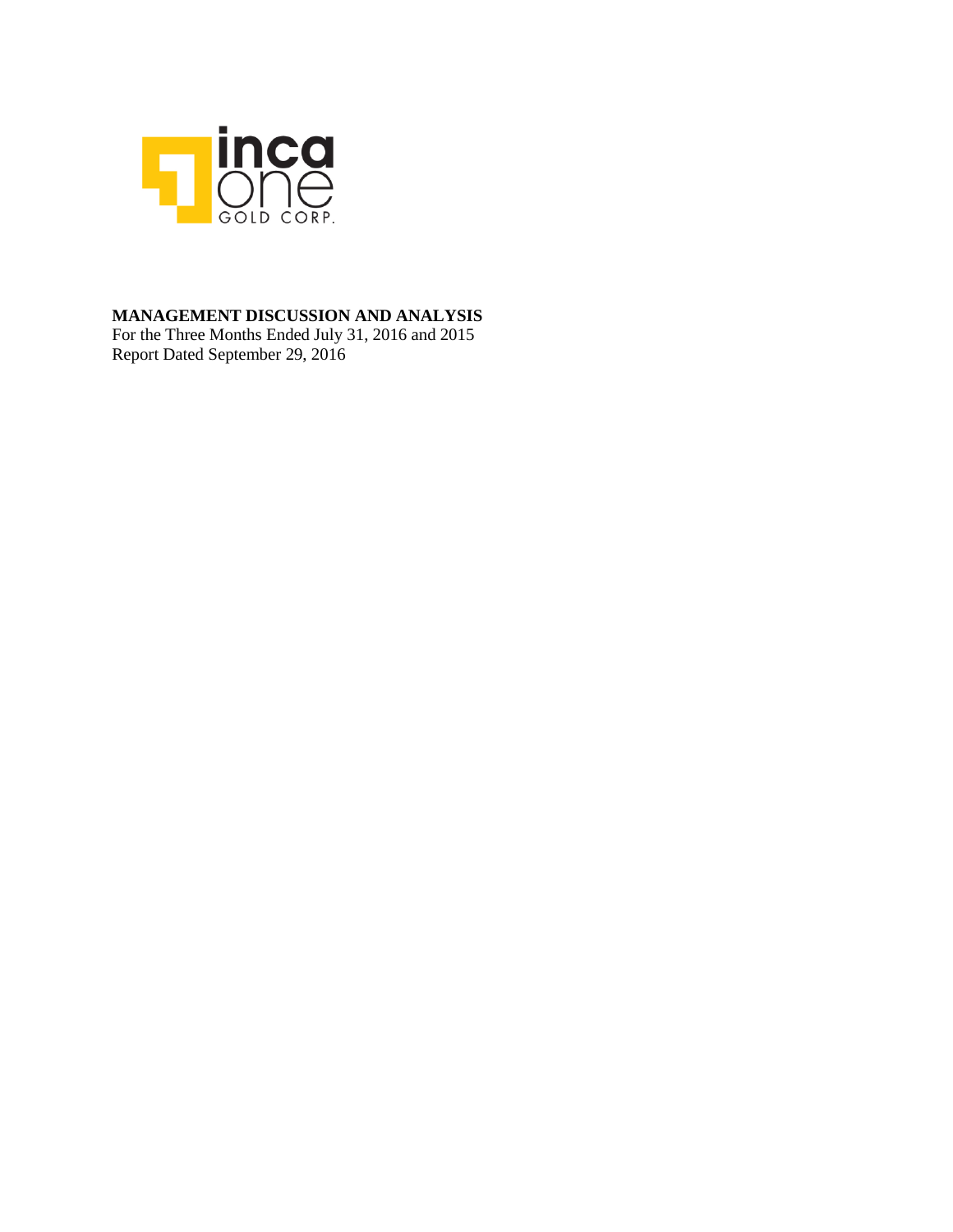# MANAGEMENT DISCUSSION AND ANALYSIS

For the Three Months Ended July 31, 2016 and 2015

Report Dated September 29, 2016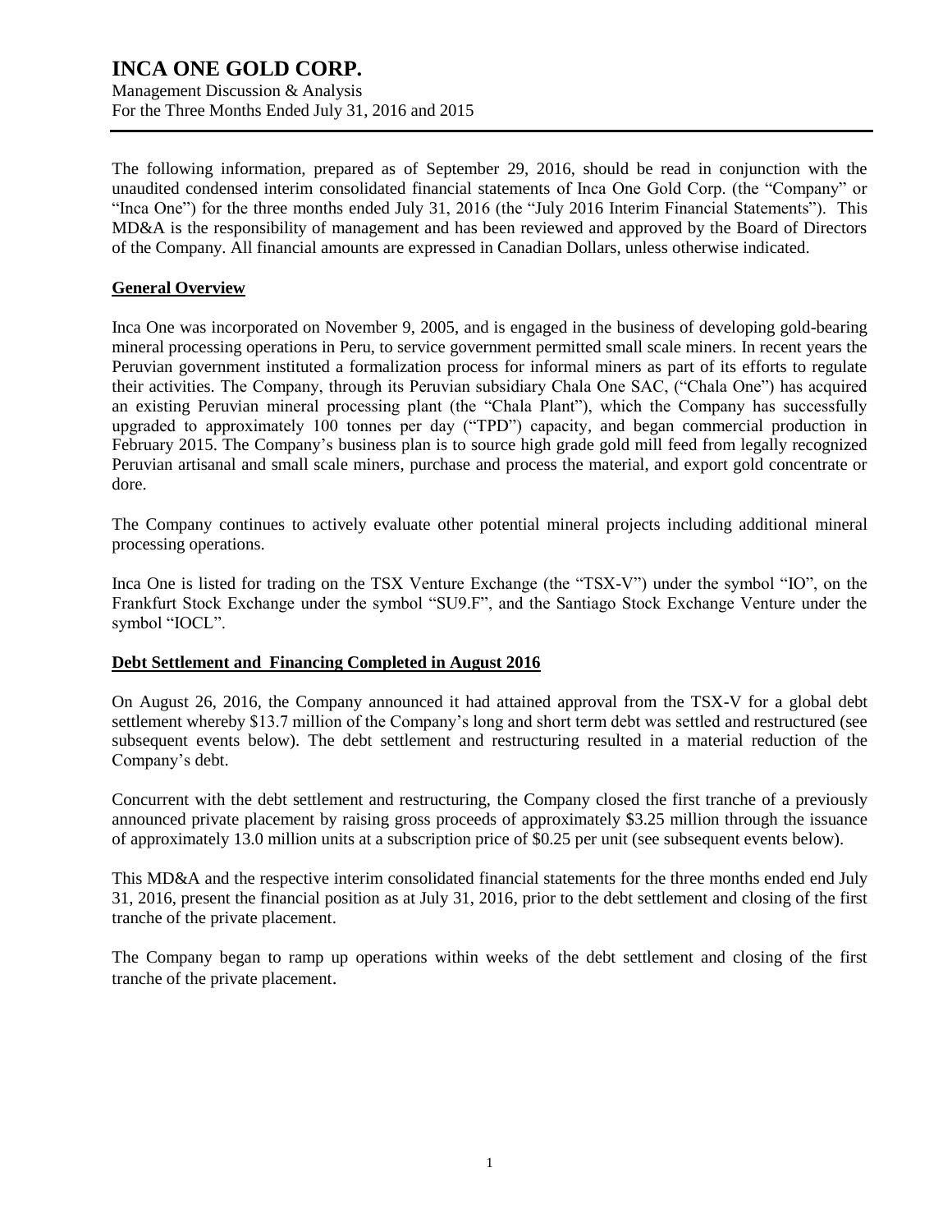# INCA ONE GOLD CORP.

Management Discussion & Analysis
For the Three Months Ended July 31, 2016 and 2015

The following information, prepared as of September 29, 2016, should be read in conjunction with the unaudited condensed interim consolidated financial statements of Inca One Gold Corp. (the "Company" or "Inca One") for the three months ended July 31, 2016 (the "July 2016 Interim Financial Statements"). This MD&A is the responsibility of management and has been reviewed and approved by the Board of Directors of the Company. All financial amounts are expressed in Canadian Dollars, unless otherwise indicated.

## General Overview

Inca One was incorporated on November 9, 2005, and is engaged in the business of developing gold-bearing mineral processing operations in Peru, to service government permitted small scale miners. In recent years the Peruvian government instituted a formalization process for informal miners as part of its efforts to regulate their activities. The Company, through its Peruvian subsidiary Chala One SAC, ("Chala One") has acquired an existing Peruvian mineral processing plant (the "Chala Plant"), which the Company has successfully upgraded to approximately 100 tonnes per day ("TPD") capacity, and began commercial production in February 2015. The Company's business plan is to source high grade gold mill feed from legally recognized Peruvian artisanal and small scale miners, purchase and process the material, and export gold concentrate or dore.

The Company continues to actively evaluate other potential mineral projects including additional mineral processing operations.

Inca One is listed for trading on the TSX Venture Exchange (the "TSX-V") under the symbol "IO", on the Frankfurt Stock Exchange under the symbol "SU9.F", and the Santiago Stock Exchange Venture under the symbol "IOCL".

## Debt Settlement and Financing Completed in August 2016

On August 26, 2016, the Company announced it had attained approval from the TSX-V for a global debt settlement whereby $13.7 million of the Company's long and short term debt was settled and restructured (see subsequent events below). The debt settlement and restructuring resulted in a material reduction of the Company's debt.

Concurrent with the debt settlement and restructuring, the Company closed the first tranche of a previously announced private placement by raising gross proceeds of approximately $3.25 million through the issuance of approximately 13.0 million units at a subscription price of $0.25 per unit (see subsequent events below).

This MD&A and the respective interim consolidated financial statements for the three months ended end July 31, 2016, present the financial position as at July 31, 2016, prior to the debt settlement and closing of the first tranche of the private placement.

The Company began to ramp up operations within weeks of the debt settlement and closing of the first tranche of the private placement.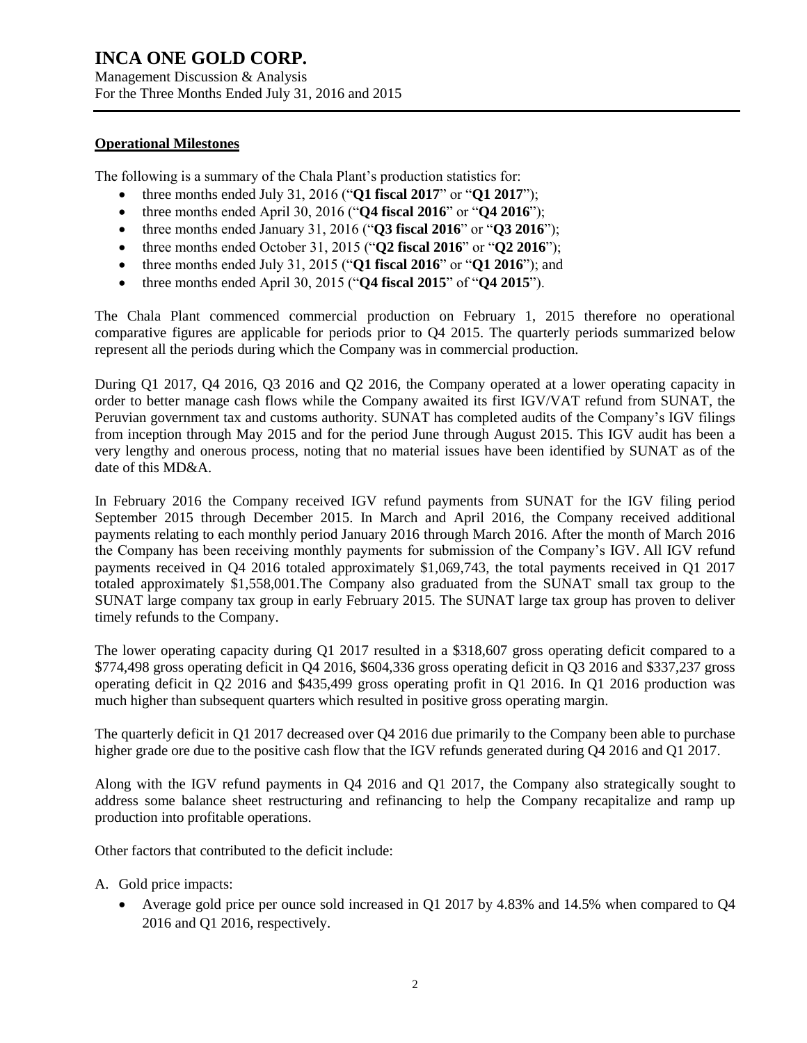## Operational Milestones

The following is a summary of the Chala Plant's production statistics for:

- three months ended July 31, 2016 ("**Q1 fiscal 2017**" or "**Q1 2017**");
- three months ended April 30, 2016 ("**Q4 fiscal 2016**" or "**Q4 2016**");
- three months ended January 31, 2016 ("**Q3 fiscal 2016**" or "**Q3 2016**");
- three months ended October 31, 2015 ("**Q2 fiscal 2016**" or "**Q2 2016**");
- three months ended July 31, 2015 ("**Q1 fiscal 2016**" or "**Q1 2016**"); and
- three months ended April 30, 2015 ("**Q4 fiscal 2015**" of "**Q4 2015**").

The Chala Plant commenced commercial production on February 1, 2015 therefore no operational comparative figures are applicable for periods prior to Q4 2015. The quarterly periods summarized below represent all the periods during which the Company was in commercial production.

During Q1 2017, Q4 2016, Q3 2016 and Q2 2016, the Company operated at a lower operating capacity in order to better manage cash flows while the Company awaited its first IGV/VAT refund from SUNAT, the Peruvian government tax and customs authority. SUNAT has completed audits of the Company's IGV filings from inception through May 2015 and for the period June through August 2015. This IGV audit has been a very lengthy and onerous process, noting that no material issues have been identified by SUNAT as of the date of this MD&A.

In February 2016 the Company received IGV refund payments from SUNAT for the IGV filing period September 2015 through December 2015. In March and April 2016, the Company received additional payments relating to each monthly period January 2016 through March 2016. After the month of March 2016 the Company has been receiving monthly payments for submission of the Company's IGV. All IGV refund payments received in Q4 2016 totaled approximately $1,069,743, the total payments received in Q1 2017 totaled approximately $1,558,001.The Company also graduated from the SUNAT small tax group to the SUNAT large company tax group in early February 2015. The SUNAT large tax group has proven to deliver timely refunds to the Company.

The lower operating capacity during Q1 2017 resulted in a $318,607 gross operating deficit compared to a $774,498 gross operating deficit in Q4 2016, $604,336 gross operating deficit in Q3 2016 and $337,237 gross operating deficit in Q2 2016 and $435,499 gross operating profit in Q1 2016. In Q1 2016 production was much higher than subsequent quarters which resulted in positive gross operating margin.

The quarterly deficit in Q1 2017 decreased over Q4 2016 due primarily to the Company been able to purchase higher grade ore due to the positive cash flow that the IGV refunds generated during Q4 2016 and Q1 2017.

Along with the IGV refund payments in Q4 2016 and Q1 2017, the Company also strategically sought to address some balance sheet restructuring and refinancing to help the Company recapitalize and ramp up production into profitable operations.

Other factors that contributed to the deficit include:

A. Gold price impacts:
   - Average gold price per ounce sold increased in Q1 2017 by 4.83% and 14.5% when compared to Q4 2016 and Q1 2016, respectively.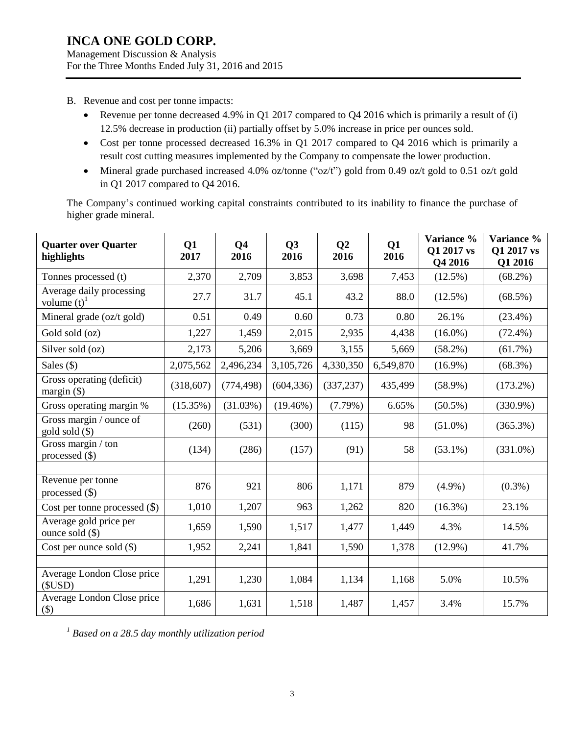B. Revenue and cost per tonne impacts:

- Revenue per tonne decreased 4.9% in Q1 2017 compared to Q4 2016 which is primarily a result of (i) 12.5% decrease in production (ii) partially offset by 5.0% increase in price per ounces sold.
- Cost per tonne processed decreased 16.3% in Q1 2017 compared to Q4 2016 which is primarily a result cost cutting measures implemented by the Company to compensate the lower production.
- Mineral grade purchased increased 4.0% oz/tonne ("oz/t") gold from 0.49 oz/t gold to 0.51 oz/t gold in Q1 2017 compared to Q4 2016.

The Company's continued working capital constraints contributed to its inability to finance the purchase of higher grade mineral.

| Quarter over Quarter highlights | Q1 2017 | Q4 2016 | Q3 2016 | Q2 2016 | Q1 2016 | Variance % Q1 2017 vs Q4 2016 | Variance % Q1 2017 vs Q1 2016 |
|---|---|---|---|---|---|---|---|
| Tonnes processed (t) | 2,370 | 2,709 | 3,853 | 3,698 | 7,453 | (12.5%) | (68.2%) |
| Average daily processing volume (t)[1] | 27.7 | 31.7 | 45.1 | 43.2 | 88.0 | (12.5%) | (68.5%) |
| Mineral grade (oz/t gold) | 0.51 | 0.49 | 0.60 | 0.73 | 0.80 | 26.1% | (23.4%) |
| Gold sold (oz) | 1,227 | 1,459 | 2,015 | 2,935 | 4,438 | (16.0%) | (72.4%) |
| Silver sold (oz) | 2,173 | 5,206 | 3,669 | 3,155 | 5,669 | (58.2%) | (61.7%) |
| Sales ($) | 2,075,562 | 2,496,234 | 3,105,726 | 4,330,350 | 6,549,870 | (16.9%) | (68.3%) |
| Gross operating (deficit) margin ($) | (318,607) | (774,498) | (604,336) | (337,237) | 435,499 | (58.9%) | (173.2%) |
| Gross operating margin % | (15.35%) | (31.03%) | (19.46%) | (7.79%) | 6.65% | (50.5%) | (330.9%) |
| Gross margin / ounce of gold sold ($) | (260) | (531) | (300) | (115) | 98 | (51.0%) | (365.3%) |
| Gross margin / ton processed ($) | (134) | (286) | (157) | (91) | 58 | (53.1%) | (331.0%) |
| | | | | | | | |
| Revenue per tonne processed ($) | 876 | 921 | 806 | 1,171 | 879 | (4.9%) | (0.3%) |
| Cost per tonne processed ($) | 1,010 | 1,207 | 963 | 1,262 | 820 | (16.3%) | 23.1% |
| Average gold price per ounce sold ($) | 1,659 | 1,590 | 1,517 | 1,477 | 1,449 | 4.3% | 14.5% |
| Cost per ounce sold ($) | 1,952 | 2,241 | 1,841 | 1,590 | 1,378 | (12.9%) | 41.7% |
| | | | | | | | |
| Average London Close price ($USD) | 1,291 | 1,230 | 1,084 | 1,134 | 1,168 | 5.0% | 10.5% |
| Average London Close price ($) | 1,686 | 1,631 | 1,518 | 1,487 | 1,457 | 3.4% | 15.7% |

*[1] Based on a 28.5 day monthly utilization period*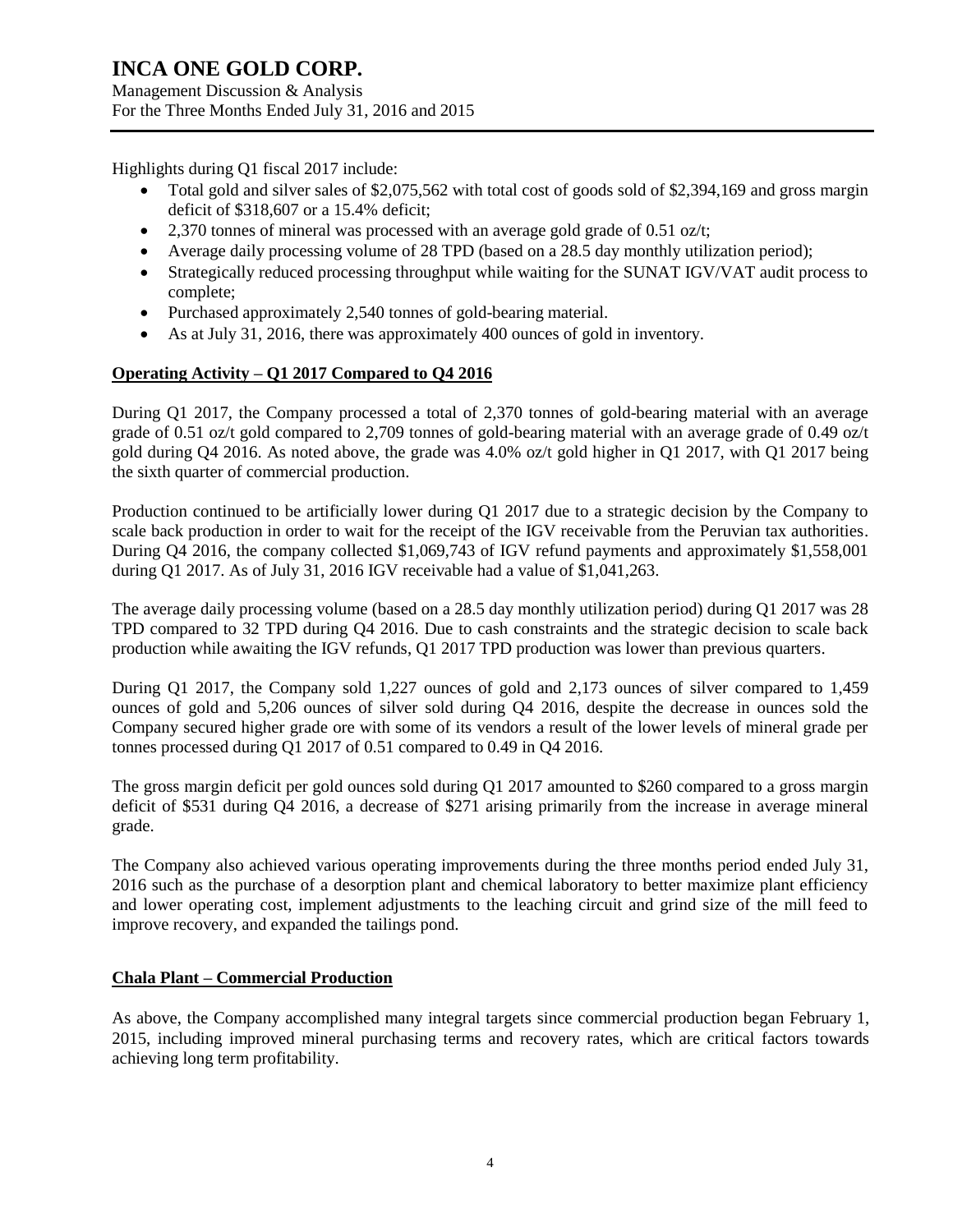Highlights during Q1 fiscal 2017 include:

- Total gold and silver sales of $2,075,562 with total cost of goods sold of $2,394,169 and gross margin deficit of $318,607 or a 15.4% deficit;
- 2,370 tonnes of mineral was processed with an average gold grade of 0.51 oz/t;
- Average daily processing volume of 28 TPD (based on a 28.5 day monthly utilization period);
- Strategically reduced processing throughput while waiting for the SUNAT IGV/VAT audit process to complete;
- Purchased approximately 2,540 tonnes of gold-bearing material.
- As at July 31, 2016, there was approximately 400 ounces of gold in inventory.

## Operating Activity – Q1 2017 Compared to Q4 2016

During Q1 2017, the Company processed a total of 2,370 tonnes of gold-bearing material with an average grade of 0.51 oz/t gold compared to 2,709 tonnes of gold-bearing material with an average grade of 0.49 oz/t gold during Q4 2016. As noted above, the grade was 4.0% oz/t gold higher in Q1 2017, with Q1 2017 being the sixth quarter of commercial production.

Production continued to be artificially lower during Q1 2017 due to a strategic decision by the Company to scale back production in order to wait for the receipt of the IGV receivable from the Peruvian tax authorities. During Q4 2016, the company collected $1,069,743 of IGV refund payments and approximately $1,558,001 during Q1 2017. As of July 31, 2016 IGV receivable had a value of $1,041,263.

The average daily processing volume (based on a 28.5 day monthly utilization period) during Q1 2017 was 28 TPD compared to 32 TPD during Q4 2016. Due to cash constraints and the strategic decision to scale back production while awaiting the IGV refunds, Q1 2017 TPD production was lower than previous quarters.

During Q1 2017, the Company sold 1,227 ounces of gold and 2,173 ounces of silver compared to 1,459 ounces of gold and 5,206 ounces of silver sold during Q4 2016, despite the decrease in ounces sold the Company secured higher grade ore with some of its vendors a result of the lower levels of mineral grade per tonnes processed during Q1 2017 of 0.51 compared to 0.49 in Q4 2016.

The gross margin deficit per gold ounces sold during Q1 2017 amounted to $260 compared to a gross margin deficit of $531 during Q4 2016, a decrease of $271 arising primarily from the increase in average mineral grade.

The Company also achieved various operating improvements during the three months period ended July 31, 2016 such as the purchase of a desorption plant and chemical laboratory to better maximize plant efficiency and lower operating cost, implement adjustments to the leaching circuit and grind size of the mill feed to improve recovery, and expanded the tailings pond.

## Chala Plant – Commercial Production

As above, the Company accomplished many integral targets since commercial production began February 1, 2015, including improved mineral purchasing terms and recovery rates, which are critical factors towards achieving long term profitability.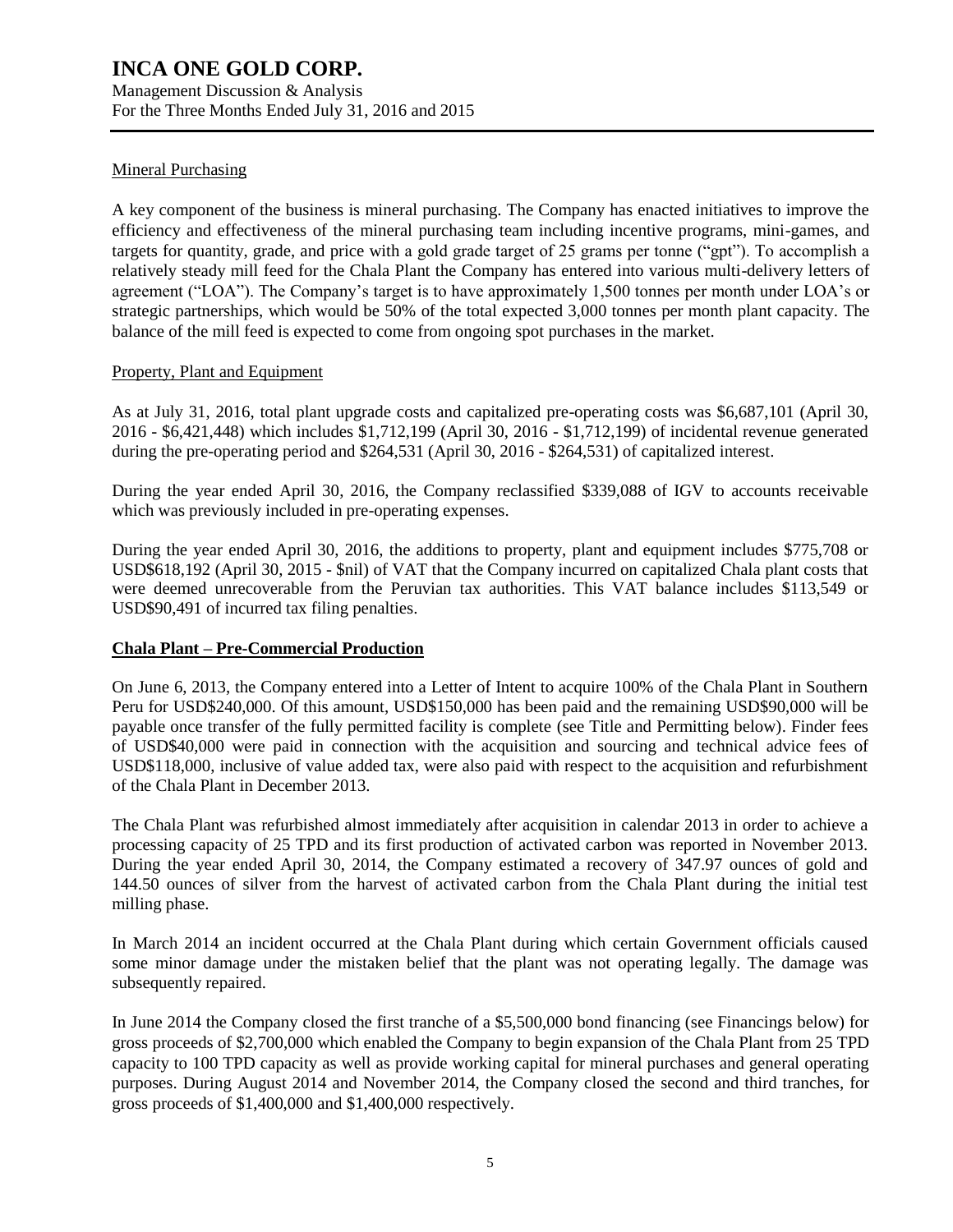### Mineral Purchasing

A key component of the business is mineral purchasing. The Company has enacted initiatives to improve the efficiency and effectiveness of the mineral purchasing team including incentive programs, mini-games, and targets for quantity, grade, and price with a gold grade target of 25 grams per tonne ("gpt"). To accomplish a relatively steady mill feed for the Chala Plant the Company has entered into various multi-delivery letters of agreement ("LOA"). The Company's target is to have approximately 1,500 tonnes per month under LOA's or strategic partnerships, which would be 50% of the total expected 3,000 tonnes per month plant capacity. The balance of the mill feed is expected to come from ongoing spot purchases in the market.

### Property, Plant and Equipment

As at July 31, 2016, total plant upgrade costs and capitalized pre-operating costs was $6,687,101 (April 30, 2016 - $6,421,448) which includes $1,712,199 (April 30, 2016 - $1,712,199) of incidental revenue generated during the pre-operating period and $264,531 (April 30, 2016 - $264,531) of capitalized interest.

During the year ended April 30, 2016, the Company reclassified $339,088 of IGV to accounts receivable which was previously included in pre-operating expenses.

During the year ended April 30, 2016, the additions to property, plant and equipment includes $775,708 or USD$618,192 (April 30, 2015 - $nil) of VAT that the Company incurred on capitalized Chala plant costs that were deemed unrecoverable from the Peruvian tax authorities. This VAT balance includes $113,549 or USD$90,491 of incurred tax filing penalties.

## Chala Plant – Pre-Commercial Production

On June 6, 2013, the Company entered into a Letter of Intent to acquire 100% of the Chala Plant in Southern Peru for USD$240,000. Of this amount, USD$150,000 has been paid and the remaining USD$90,000 will be payable once transfer of the fully permitted facility is complete (see Title and Permitting below). Finder fees of USD$40,000 were paid in connection with the acquisition and sourcing and technical advice fees of USD$118,000, inclusive of value added tax, were also paid with respect to the acquisition and refurbishment of the Chala Plant in December 2013.

The Chala Plant was refurbished almost immediately after acquisition in calendar 2013 in order to achieve a processing capacity of 25 TPD and its first production of activated carbon was reported in November 2013. During the year ended April 30, 2014, the Company estimated a recovery of 347.97 ounces of gold and 144.50 ounces of silver from the harvest of activated carbon from the Chala Plant during the initial test milling phase.

In March 2014 an incident occurred at the Chala Plant during which certain Government officials caused some minor damage under the mistaken belief that the plant was not operating legally. The damage was subsequently repaired.

In June 2014 the Company closed the first tranche of a $5,500,000 bond financing (see Financings below) for gross proceeds of $2,700,000 which enabled the Company to begin expansion of the Chala Plant from 25 TPD capacity to 100 TPD capacity as well as provide working capital for mineral purchases and general operating purposes. During August 2014 and November 2014, the Company closed the second and third tranches, for gross proceeds of $1,400,000 and $1,400,000 respectively.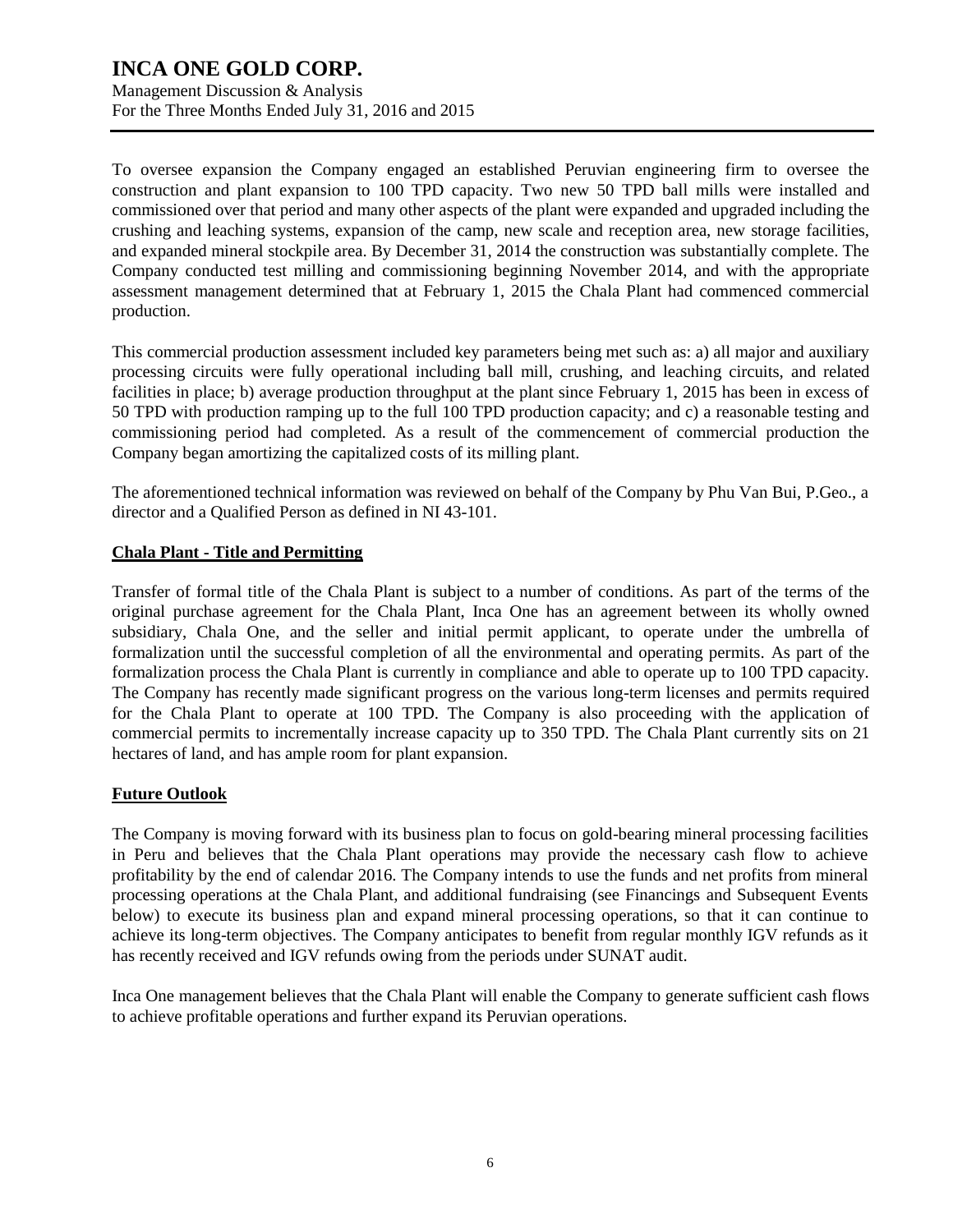To oversee expansion the Company engaged an established Peruvian engineering firm to oversee the construction and plant expansion to 100 TPD capacity. Two new 50 TPD ball mills were installed and commissioned over that period and many other aspects of the plant were expanded and upgraded including the crushing and leaching systems, expansion of the camp, new scale and reception area, new storage facilities, and expanded mineral stockpile area. By December 31, 2014 the construction was substantially complete. The Company conducted test milling and commissioning beginning November 2014, and with the appropriate assessment management determined that at February 1, 2015 the Chala Plant had commenced commercial production.

This commercial production assessment included key parameters being met such as: a) all major and auxiliary processing circuits were fully operational including ball mill, crushing, and leaching circuits, and related facilities in place; b) average production throughput at the plant since February 1, 2015 has been in excess of 50 TPD with production ramping up to the full 100 TPD production capacity; and c) a reasonable testing and commissioning period had completed. As a result of the commencement of commercial production the Company began amortizing the capitalized costs of its milling plant.

The aforementioned technical information was reviewed on behalf of the Company by Phu Van Bui, P.Geo., a director and a Qualified Person as defined in NI 43-101.

## Chala Plant - Title and Permitting

Transfer of formal title of the Chala Plant is subject to a number of conditions. As part of the terms of the original purchase agreement for the Chala Plant, Inca One has an agreement between its wholly owned subsidiary, Chala One, and the seller and initial permit applicant, to operate under the umbrella of formalization until the successful completion of all the environmental and operating permits. As part of the formalization process the Chala Plant is currently in compliance and able to operate up to 100 TPD capacity. The Company has recently made significant progress on the various long-term licenses and permits required for the Chala Plant to operate at 100 TPD. The Company is also proceeding with the application of commercial permits to incrementally increase capacity up to 350 TPD. The Chala Plant currently sits on 21 hectares of land, and has ample room for plant expansion.

## Future Outlook

The Company is moving forward with its business plan to focus on gold-bearing mineral processing facilities in Peru and believes that the Chala Plant operations may provide the necessary cash flow to achieve profitability by the end of calendar 2016. The Company intends to use the funds and net profits from mineral processing operations at the Chala Plant, and additional fundraising (see Financings and Subsequent Events below) to execute its business plan and expand mineral processing operations, so that it can continue to achieve its long-term objectives. The Company anticipates to benefit from regular monthly IGV refunds as it has recently received and IGV refunds owing from the periods under SUNAT audit.

Inca One management believes that the Chala Plant will enable the Company to generate sufficient cash flows to achieve profitable operations and further expand its Peruvian operations.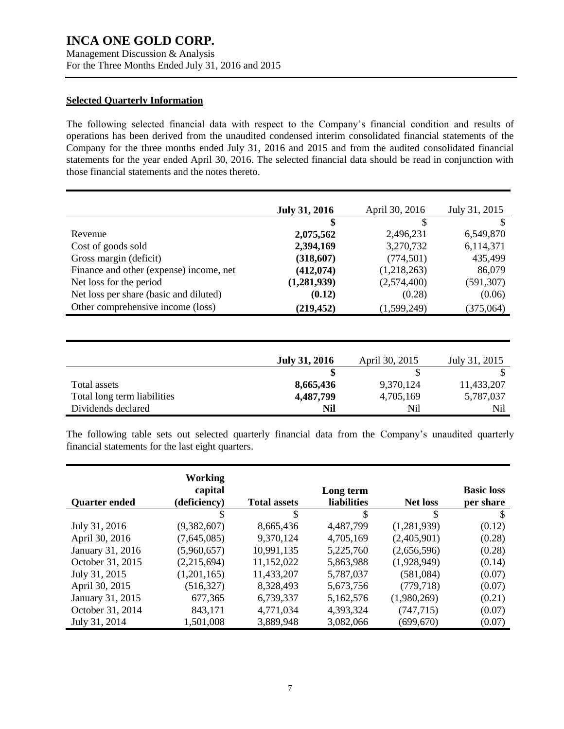**Selected Quarterly Information**

The following selected financial data with respect to the Company's financial condition and results of operations has been derived from the unaudited condensed interim consolidated financial statements of the Company for the three months ended July 31, 2016 and 2015 and from the audited consolidated financial statements for the year ended April 30, 2016. The selected financial data should be read in conjunction with those financial statements and the notes thereto.

| | **July 31, 2016** | April 30, 2016 | July 31, 2015 |
|---|---|---|---|
| | **$** | $ | $ |
| Revenue | **2,075,562** | 2,496,231 | 6,549,870 |
| Cost of goods sold | **2,394,169** | 3,270,732 | 6,114,371 |
| Gross margin (deficit) | **(318,607)** | (774,501) | 435,499 |
| Finance and other (expense) income, net | **(412,074)** | (1,218,263) | 86,079 |
| Net loss for the period | **(1,281,939)** | (2,574,400) | (591,307) |
| Net loss per share (basic and diluted) | **(0.12)** | (0.28) | (0.06) |
| Other comprehensive income (loss) | **(219,452)** | (1,599,249) | (375,064) |

| | **July 31, 2016** | April 30, 2015 | July 31, 2015 |
|---|---|---|---|
| | **$** | $ | $ |
| Total assets | **8,665,436** | 9,370,124 | 11,433,207 |
| Total long term liabilities | **4,487,799** | 4,705,169 | 5,787,037 |
| Dividends declared | **Nil** | Nil | Nil |

The following table sets out selected quarterly financial data from the Company's unaudited quarterly financial statements for the last eight quarters.

| **Quarter ended** | **Working capital (deficiency)** | **Total assets** | **Long term liabilities** | **Net loss** | **Basic loss per share** |
|---|---|---|---|---|---|
| | $ | $ | $ | $ | $ |
| July 31, 2016 | (9,382,607) | 8,665,436 | 4,487,799 | (1,281,939) | (0.12) |
| April 30, 2016 | (7,645,085) | 9,370,124 | 4,705,169 | (2,405,901) | (0.28) |
| January 31, 2016 | (5,960,657) | 10,991,135 | 5,225,760 | (2,656,596) | (0.28) |
| October 31, 2015 | (2,215,694) | 11,152,022 | 5,863,988 | (1,928,949) | (0.14) |
| July 31, 2015 | (1,201,165) | 11,433,207 | 5,787,037 | (581,084) | (0.07) |
| April 30, 2015 | (516,327) | 8,328,493 | 5,673,756 | (779,718) | (0.07) |
| January 31, 2015 | 677,365 | 6,739,337 | 5,162,576 | (1,980,269) | (0.21) |
| October 31, 2014 | 843,171 | 4,771,034 | 4,393,324 | (747,715) | (0.07) |
| July 31, 2014 | 1,501,008 | 3,889,948 | 3,082,066 | (699,670) | (0.07) |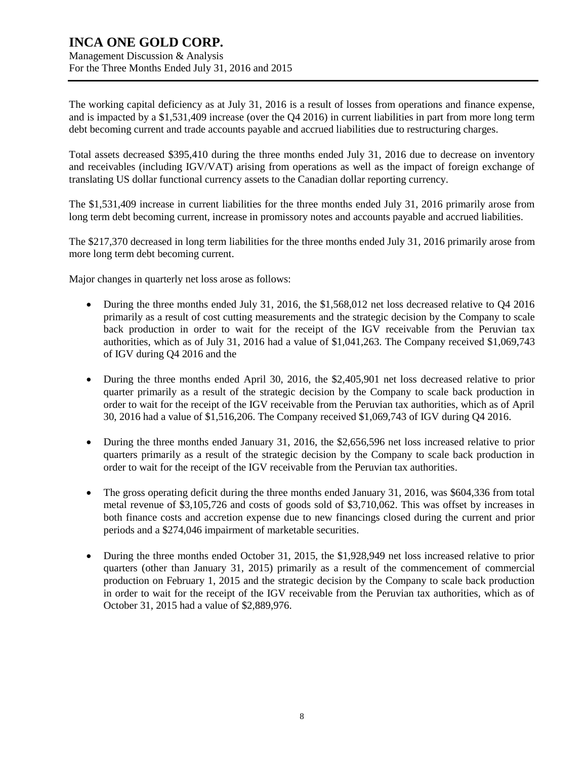The working capital deficiency as at July 31, 2016 is a result of losses from operations and finance expense, and is impacted by a $1,531,409 increase (over the Q4 2016) in current liabilities in part from more long term debt becoming current and trade accounts payable and accrued liabilities due to restructuring charges.

Total assets decreased $395,410 during the three months ended July 31, 2016 due to decrease on inventory and receivables (including IGV/VAT) arising from operations as well as the impact of foreign exchange of translating US dollar functional currency assets to the Canadian dollar reporting currency.

The $1,531,409 increase in current liabilities for the three months ended July 31, 2016 primarily arose from long term debt becoming current, increase in promissory notes and accounts payable and accrued liabilities.

The $217,370 decreased in long term liabilities for the three months ended July 31, 2016 primarily arose from more long term debt becoming current.

Major changes in quarterly net loss arose as follows:

- During the three months ended July 31, 2016, the $1,568,012 net loss decreased relative to Q4 2016 primarily as a result of cost cutting measurements and the strategic decision by the Company to scale back production in order to wait for the receipt of the IGV receivable from the Peruvian tax authorities, which as of July 31, 2016 had a value of $1,041,263. The Company received $1,069,743 of IGV during Q4 2016 and the

- During the three months ended April 30, 2016, the $2,405,901 net loss decreased relative to prior quarter primarily as a result of the strategic decision by the Company to scale back production in order to wait for the receipt of the IGV receivable from the Peruvian tax authorities, which as of April 30, 2016 had a value of $1,516,206. The Company received $1,069,743 of IGV during Q4 2016.

- During the three months ended January 31, 2016, the $2,656,596 net loss increased relative to prior quarters primarily as a result of the strategic decision by the Company to scale back production in order to wait for the receipt of the IGV receivable from the Peruvian tax authorities.

- The gross operating deficit during the three months ended January 31, 2016, was $604,336 from total metal revenue of $3,105,726 and costs of goods sold of $3,710,062. This was offset by increases in both finance costs and accretion expense due to new financings closed during the current and prior periods and a $274,046 impairment of marketable securities.

- During the three months ended October 31, 2015, the $1,928,949 net loss increased relative to prior quarters (other than January 31, 2015) primarily as a result of the commencement of commercial production on February 1, 2015 and the strategic decision by the Company to scale back production in order to wait for the receipt of the IGV receivable from the Peruvian tax authorities, which as of October 31, 2015 had a value of $2,889,976.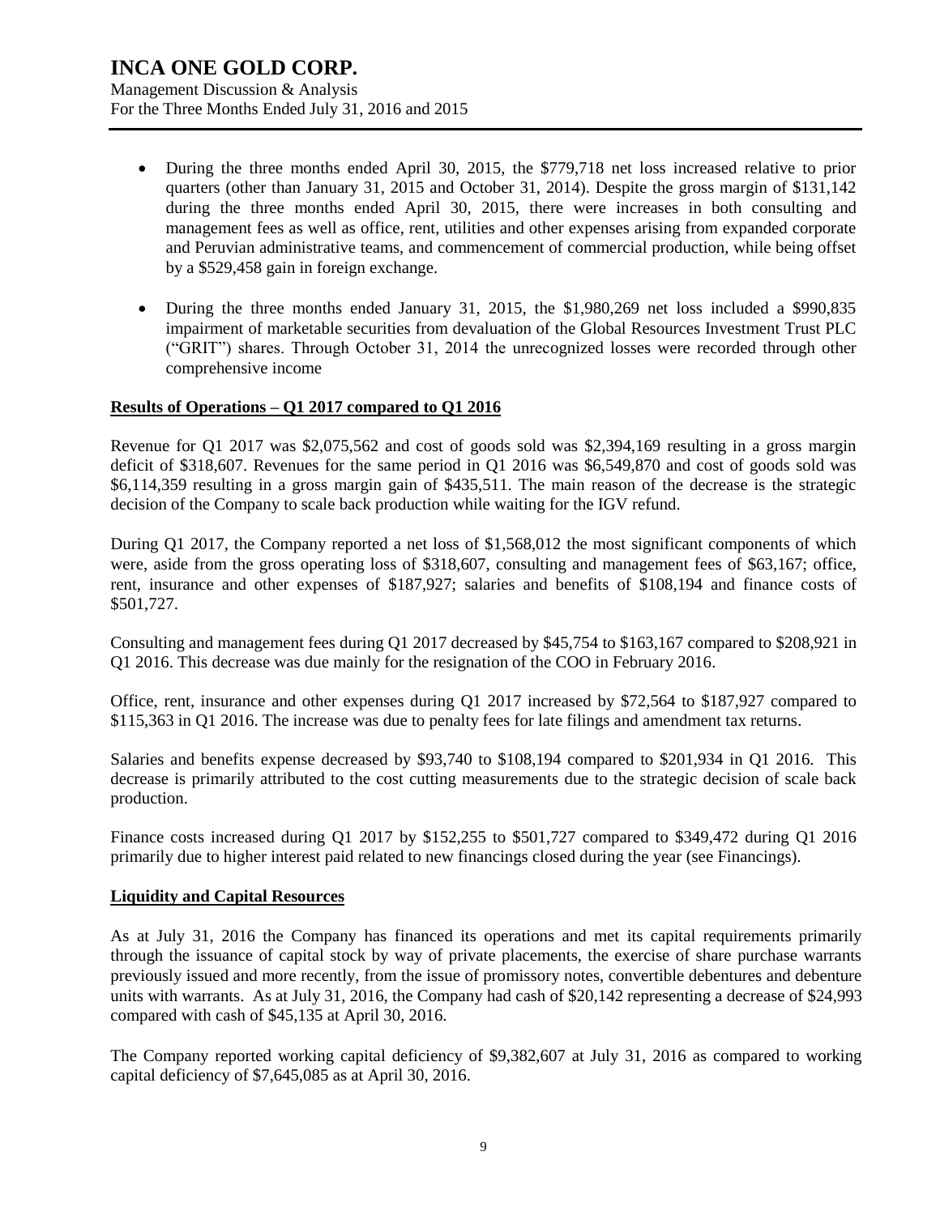- During the three months ended April 30, 2015, the $779,718 net loss increased relative to prior quarters (other than January 31, 2015 and October 31, 2014). Despite the gross margin of $131,142 during the three months ended April 30, 2015, there were increases in both consulting and management fees as well as office, rent, utilities and other expenses arising from expanded corporate and Peruvian administrative teams, and commencement of commercial production, while being offset by a $529,458 gain in foreign exchange.

- During the three months ended January 31, 2015, the $1,980,269 net loss included a $990,835 impairment of marketable securities from devaluation of the Global Resources Investment Trust PLC ("GRIT") shares. Through October 31, 2014 the unrecognized losses were recorded through other comprehensive income

## Results of Operations – Q1 2017 compared to Q1 2016

Revenue for Q1 2017 was $2,075,562 and cost of goods sold was $2,394,169 resulting in a gross margin deficit of $318,607. Revenues for the same period in Q1 2016 was $6,549,870 and cost of goods sold was $6,114,359 resulting in a gross margin gain of $435,511. The main reason of the decrease is the strategic decision of the Company to scale back production while waiting for the IGV refund.

During Q1 2017, the Company reported a net loss of $1,568,012 the most significant components of which were, aside from the gross operating loss of $318,607, consulting and management fees of $63,167; office, rent, insurance and other expenses of $187,927; salaries and benefits of $108,194 and finance costs of $501,727.

Consulting and management fees during Q1 2017 decreased by $45,754 to $163,167 compared to $208,921 in Q1 2016. This decrease was due mainly for the resignation of the COO in February 2016.

Office, rent, insurance and other expenses during Q1 2017 increased by $72,564 to $187,927 compared to $115,363 in Q1 2016. The increase was due to penalty fees for late filings and amendment tax returns.

Salaries and benefits expense decreased by $93,740 to $108,194 compared to $201,934 in Q1 2016. This decrease is primarily attributed to the cost cutting measurements due to the strategic decision of scale back production.

Finance costs increased during Q1 2017 by $152,255 to $501,727 compared to $349,472 during Q1 2016 primarily due to higher interest paid related to new financings closed during the year (see Financings).

## Liquidity and Capital Resources

As at July 31, 2016 the Company has financed its operations and met its capital requirements primarily through the issuance of capital stock by way of private placements, the exercise of share purchase warrants previously issued and more recently, from the issue of promissory notes, convertible debentures and debenture units with warrants. As at July 31, 2016, the Company had cash of $20,142 representing a decrease of $24,993 compared with cash of $45,135 at April 30, 2016.

The Company reported working capital deficiency of $9,382,607 at July 31, 2016 as compared to working capital deficiency of $7,645,085 as at April 30, 2016.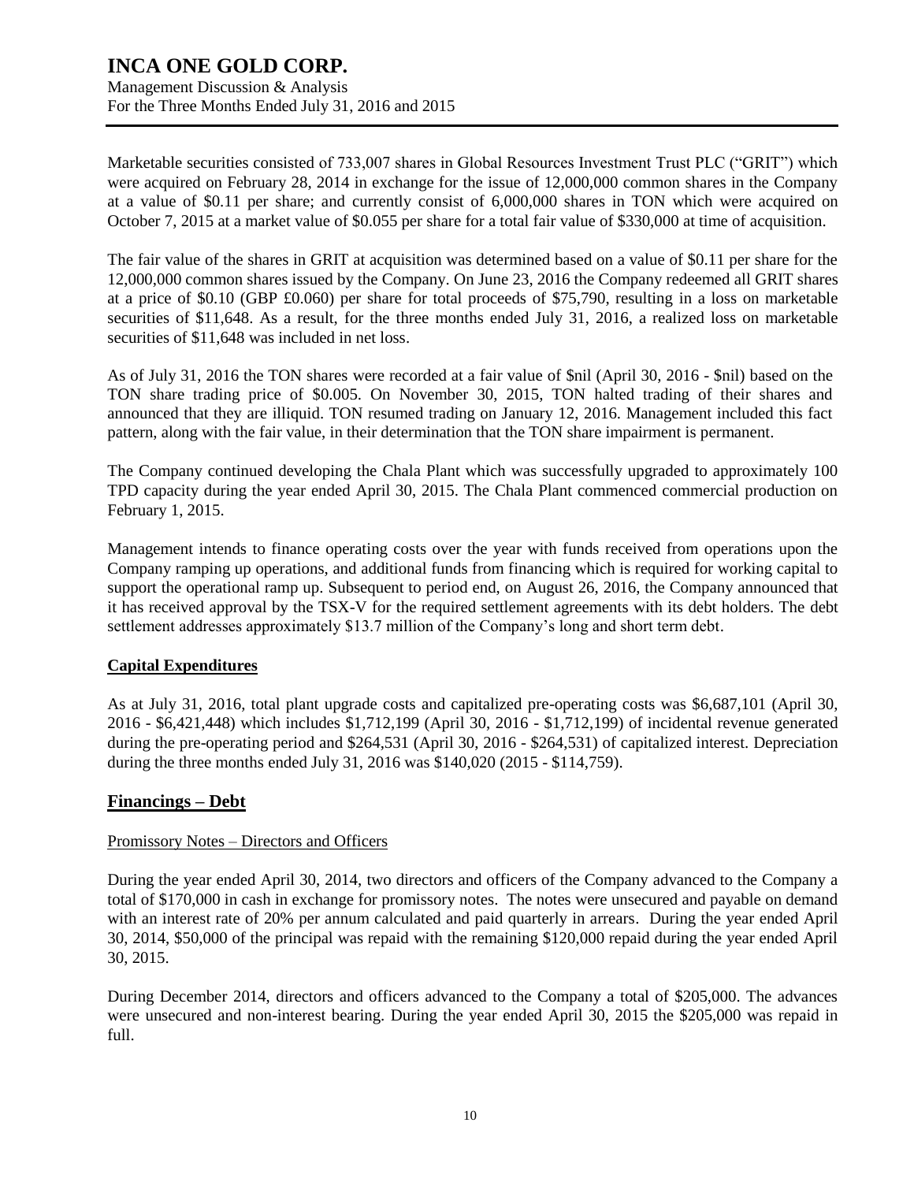Marketable securities consisted of 733,007 shares in Global Resources Investment Trust PLC ("GRIT") which were acquired on February 28, 2014 in exchange for the issue of 12,000,000 common shares in the Company at a value of $0.11 per share; and currently consist of 6,000,000 shares in TON which were acquired on October 7, 2015 at a market value of $0.055 per share for a total fair value of $330,000 at time of acquisition.

The fair value of the shares in GRIT at acquisition was determined based on a value of $0.11 per share for the 12,000,000 common shares issued by the Company. On June 23, 2016 the Company redeemed all GRIT shares at a price of $0.10 (GBP £0.060) per share for total proceeds of $75,790, resulting in a loss on marketable securities of $11,648. As a result, for the three months ended July 31, 2016, a realized loss on marketable securities of $11,648 was included in net loss.

As of July 31, 2016 the TON shares were recorded at a fair value of $nil (April 30, 2016 - $nil) based on the TON share trading price of $0.005. On November 30, 2015, TON halted trading of their shares and announced that they are illiquid. TON resumed trading on January 12, 2016. Management included this fact pattern, along with the fair value, in their determination that the TON share impairment is permanent.

The Company continued developing the Chala Plant which was successfully upgraded to approximately 100 TPD capacity during the year ended April 30, 2015. The Chala Plant commenced commercial production on February 1, 2015.

Management intends to finance operating costs over the year with funds received from operations upon the Company ramping up operations, and additional funds from financing which is required for working capital to support the operational ramp up. Subsequent to period end, on August 26, 2016, the Company announced that it has received approval by the TSX-V for the required settlement agreements with its debt holders. The debt settlement addresses approximately $13.7 million of the Company's long and short term debt.

## Capital Expenditures

As at July 31, 2016, total plant upgrade costs and capitalized pre-operating costs was $6,687,101 (April 30, 2016 - $6,421,448) which includes $1,712,199 (April 30, 2016 - $1,712,199) of incidental revenue generated during the pre-operating period and $264,531 (April 30, 2016 - $264,531) of capitalized interest. Depreciation during the three months ended July 31, 2016 was $140,020 (2015 - $114,759).

## Financings – Debt

### Promissory Notes – Directors and Officers

During the year ended April 30, 2014, two directors and officers of the Company advanced to the Company a total of $170,000 in cash in exchange for promissory notes. The notes were unsecured and payable on demand with an interest rate of 20% per annum calculated and paid quarterly in arrears. During the year ended April 30, 2014, $50,000 of the principal was repaid with the remaining $120,000 repaid during the year ended April 30, 2015.

During December 2014, directors and officers advanced to the Company a total of $205,000. The advances were unsecured and non-interest bearing. During the year ended April 30, 2015 the $205,000 was repaid in full.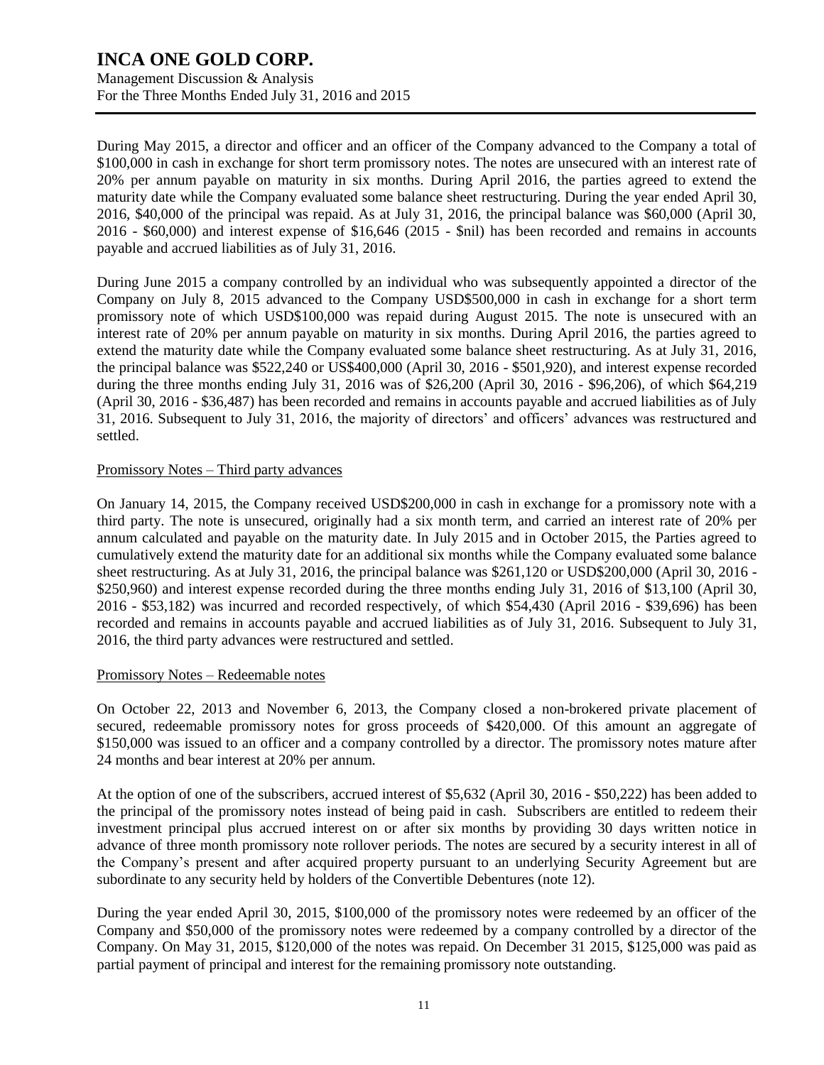During May 2015, a director and officer and an officer of the Company advanced to the Company a total of $100,000 in cash in exchange for short term promissory notes. The notes are unsecured with an interest rate of 20% per annum payable on maturity in six months. During April 2016, the parties agreed to extend the maturity date while the Company evaluated some balance sheet restructuring. During the year ended April 30, 2016, $40,000 of the principal was repaid. As at July 31, 2016, the principal balance was $60,000 (April 30, 2016 - $60,000) and interest expense of $16,646 (2015 - $nil) has been recorded and remains in accounts payable and accrued liabilities as of July 31, 2016.

During June 2015 a company controlled by an individual who was subsequently appointed a director of the Company on July 8, 2015 advanced to the Company USD$500,000 in cash in exchange for a short term promissory note of which USD$100,000 was repaid during August 2015. The note is unsecured with an interest rate of 20% per annum payable on maturity in six months. During April 2016, the parties agreed to extend the maturity date while the Company evaluated some balance sheet restructuring. As at July 31, 2016, the principal balance was $522,240 or US$400,000 (April 30, 2016 - $501,920), and interest expense recorded during the three months ending July 31, 2016 was of $26,200 (April 30, 2016 - $96,206), of which $64,219 (April 30, 2016 - $36,487) has been recorded and remains in accounts payable and accrued liabilities as of July 31, 2016. Subsequent to July 31, 2016, the majority of directors' and officers' advances was restructured and settled.

Promissory Notes – Third party advances

On January 14, 2015, the Company received USD$200,000 in cash in exchange for a promissory note with a third party. The note is unsecured, originally had a six month term, and carried an interest rate of 20% per annum calculated and payable on the maturity date. In July 2015 and in October 2015, the Parties agreed to cumulatively extend the maturity date for an additional six months while the Company evaluated some balance sheet restructuring. As at July 31, 2016, the principal balance was $261,120 or USD$200,000 (April 30, 2016 - $250,960) and interest expense recorded during the three months ending July 31, 2016 of $13,100 (April 30, 2016 - $53,182) was incurred and recorded respectively, of which $54,430 (April 2016 - $39,696) has been recorded and remains in accounts payable and accrued liabilities as of July 31, 2016. Subsequent to July 31, 2016, the third party advances were restructured and settled.

Promissory Notes – Redeemable notes

On October 22, 2013 and November 6, 2013, the Company closed a non-brokered private placement of secured, redeemable promissory notes for gross proceeds of $420,000. Of this amount an aggregate of $150,000 was issued to an officer and a company controlled by a director. The promissory notes mature after 24 months and bear interest at 20% per annum.

At the option of one of the subscribers, accrued interest of $5,632 (April 30, 2016 - $50,222) has been added to the principal of the promissory notes instead of being paid in cash. Subscribers are entitled to redeem their investment principal plus accrued interest on or after six months by providing 30 days written notice in advance of three month promissory note rollover periods. The notes are secured by a security interest in all of the Company's present and after acquired property pursuant to an underlying Security Agreement but are subordinate to any security held by holders of the Convertible Debentures (note 12).

During the year ended April 30, 2015, $100,000 of the promissory notes were redeemed by an officer of the Company and $50,000 of the promissory notes were redeemed by a company controlled by a director of the Company. On May 31, 2015, $120,000 of the notes was repaid. On December 31 2015, $125,000 was paid as partial payment of principal and interest for the remaining promissory note outstanding.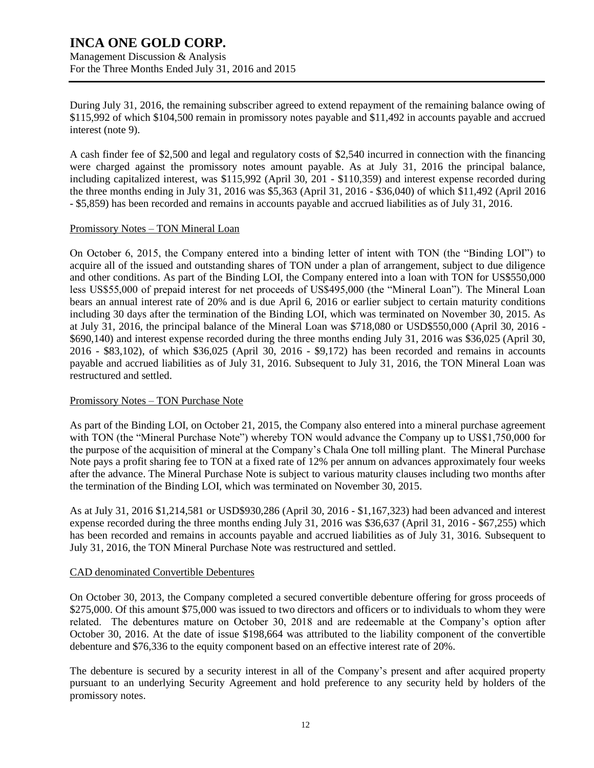During July 31, 2016, the remaining subscriber agreed to extend repayment of the remaining balance owing of $115,992 of which $104,500 remain in promissory notes payable and $11,492 in accounts payable and accrued interest (note 9).

A cash finder fee of $2,500 and legal and regulatory costs of $2,540 incurred in connection with the financing were charged against the promissory notes amount payable. As at July 31, 2016 the principal balance, including capitalized interest, was $115,992 (April 30, 201 - $110,359) and interest expense recorded during the three months ending in July 31, 2016 was $5,363 (April 31, 2016 - $36,040) of which $11,492 (April 2016 - $5,859) has been recorded and remains in accounts payable and accrued liabilities as of July 31, 2016.

Promissory Notes – TON Mineral Loan

On October 6, 2015, the Company entered into a binding letter of intent with TON (the "Binding LOI") to acquire all of the issued and outstanding shares of TON under a plan of arrangement, subject to due diligence and other conditions. As part of the Binding LOI, the Company entered into a loan with TON for US$550,000 less US$55,000 of prepaid interest for net proceeds of US$495,000 (the "Mineral Loan"). The Mineral Loan bears an annual interest rate of 20% and is due April 6, 2016 or earlier subject to certain maturity conditions including 30 days after the termination of the Binding LOI, which was terminated on November 30, 2015. As at July 31, 2016, the principal balance of the Mineral Loan was $718,080 or USD$550,000 (April 30, 2016 - $690,140) and interest expense recorded during the three months ending July 31, 2016 was $36,025 (April 30, 2016 - $83,102), of which $36,025 (April 30, 2016 - $9,172) has been recorded and remains in accounts payable and accrued liabilities as of July 31, 2016. Subsequent to July 31, 2016, the TON Mineral Loan was restructured and settled.

Promissory Notes – TON Purchase Note

As part of the Binding LOI, on October 21, 2015, the Company also entered into a mineral purchase agreement with TON (the "Mineral Purchase Note") whereby TON would advance the Company up to US$1,750,000 for the purpose of the acquisition of mineral at the Company's Chala One toll milling plant. The Mineral Purchase Note pays a profit sharing fee to TON at a fixed rate of 12% per annum on advances approximately four weeks after the advance. The Mineral Purchase Note is subject to various maturity clauses including two months after the termination of the Binding LOI, which was terminated on November 30, 2015.

As at July 31, 2016 $1,214,581 or USD$930,286 (April 30, 2016 - $1,167,323) had been advanced and interest expense recorded during the three months ending July 31, 2016 was $36,637 (April 31, 2016 - $67,255) which has been recorded and remains in accounts payable and accrued liabilities as of July 31, 3016. Subsequent to July 31, 2016, the TON Mineral Purchase Note was restructured and settled.

CAD denominated Convertible Debentures

On October 30, 2013, the Company completed a secured convertible debenture offering for gross proceeds of $275,000. Of this amount $75,000 was issued to two directors and officers or to individuals to whom they were related. The debentures mature on October 30, 2018 and are redeemable at the Company's option after October 30, 2016. At the date of issue $198,664 was attributed to the liability component of the convertible debenture and $76,336 to the equity component based on an effective interest rate of 20%.

The debenture is secured by a security interest in all of the Company's present and after acquired property pursuant to an underlying Security Agreement and hold preference to any security held by holders of the promissory notes.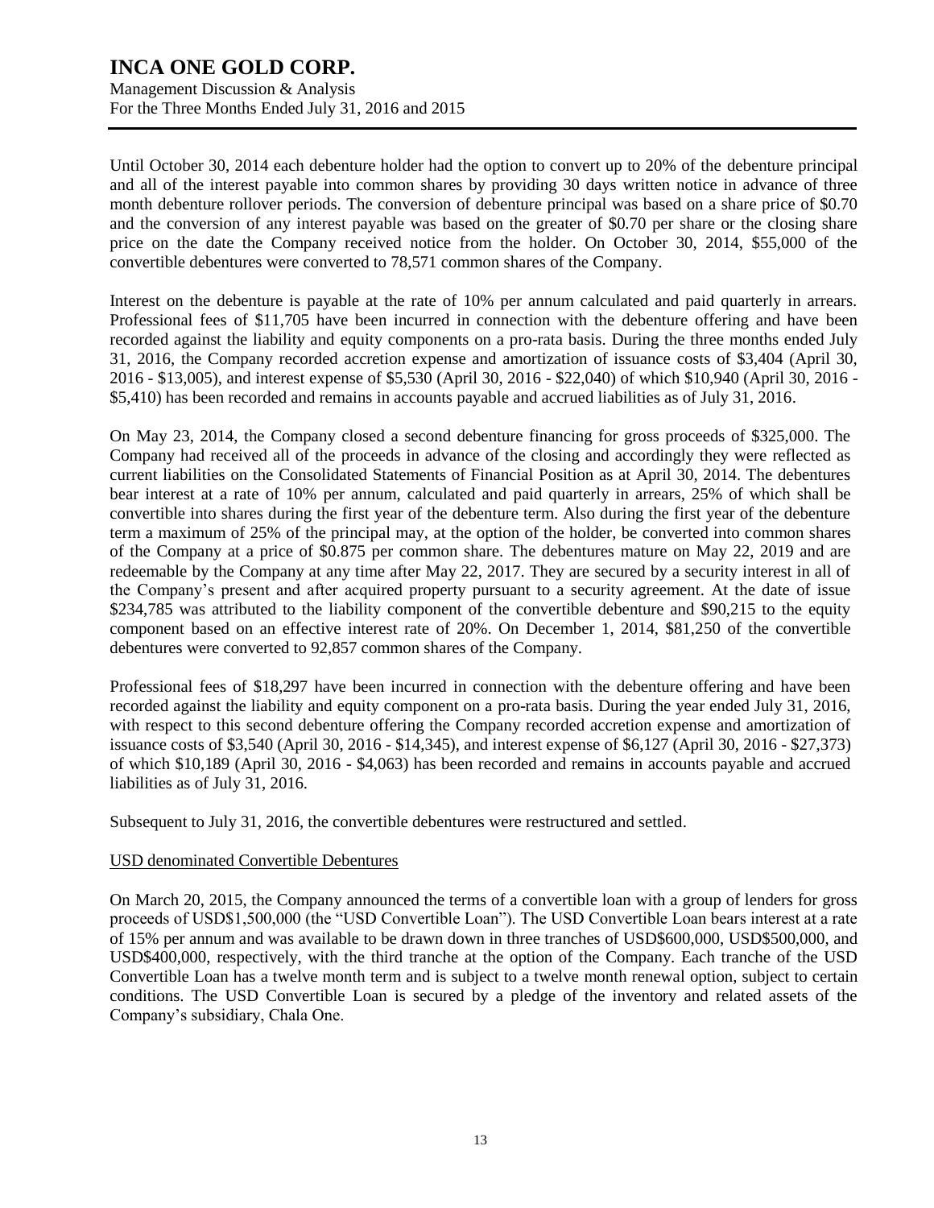Until October 30, 2014 each debenture holder had the option to convert up to 20% of the debenture principal and all of the interest payable into common shares by providing 30 days written notice in advance of three month debenture rollover periods. The conversion of debenture principal was based on a share price of $0.70 and the conversion of any interest payable was based on the greater of $0.70 per share or the closing share price on the date the Company received notice from the holder. On October 30, 2014, $55,000 of the convertible debentures were converted to 78,571 common shares of the Company.

Interest on the debenture is payable at the rate of 10% per annum calculated and paid quarterly in arrears. Professional fees of $11,705 have been incurred in connection with the debenture offering and have been recorded against the liability and equity components on a pro-rata basis. During the three months ended July 31, 2016, the Company recorded accretion expense and amortization of issuance costs of $3,404 (April 30, 2016 - $13,005), and interest expense of $5,530 (April 30, 2016 - $22,040) of which $10,940 (April 30, 2016 - $5,410) has been recorded and remains in accounts payable and accrued liabilities as of July 31, 2016.

On May 23, 2014, the Company closed a second debenture financing for gross proceeds of $325,000. The Company had received all of the proceeds in advance of the closing and accordingly they were reflected as current liabilities on the Consolidated Statements of Financial Position as at April 30, 2014. The debentures bear interest at a rate of 10% per annum, calculated and paid quarterly in arrears, 25% of which shall be convertible into shares during the first year of the debenture term. Also during the first year of the debenture term a maximum of 25% of the principal may, at the option of the holder, be converted into common shares of the Company at a price of $0.875 per common share. The debentures mature on May 22, 2019 and are redeemable by the Company at any time after May 22, 2017. They are secured by a security interest in all of the Company's present and after acquired property pursuant to a security agreement. At the date of issue $234,785 was attributed to the liability component of the convertible debenture and $90,215 to the equity component based on an effective interest rate of 20%. On December 1, 2014, $81,250 of the convertible debentures were converted to 92,857 common shares of the Company.

Professional fees of $18,297 have been incurred in connection with the debenture offering and have been recorded against the liability and equity component on a pro-rata basis. During the year ended July 31, 2016, with respect to this second debenture offering the Company recorded accretion expense and amortization of issuance costs of $3,540 (April 30, 2016 - $14,345), and interest expense of $6,127 (April 30, 2016 - $27,373) of which $10,189 (April 30, 2016 - $4,063) has been recorded and remains in accounts payable and accrued liabilities as of July 31, 2016.

Subsequent to July 31, 2016, the convertible debentures were restructured and settled.

USD denominated Convertible Debentures

On March 20, 2015, the Company announced the terms of a convertible loan with a group of lenders for gross proceeds of USD$1,500,000 (the "USD Convertible Loan"). The USD Convertible Loan bears interest at a rate of 15% per annum and was available to be drawn down in three tranches of USD$600,000, USD$500,000, and USD$400,000, respectively, with the third tranche at the option of the Company. Each tranche of the USD Convertible Loan has a twelve month term and is subject to a twelve month renewal option, subject to certain conditions. The USD Convertible Loan is secured by a pledge of the inventory and related assets of the Company's subsidiary, Chala One.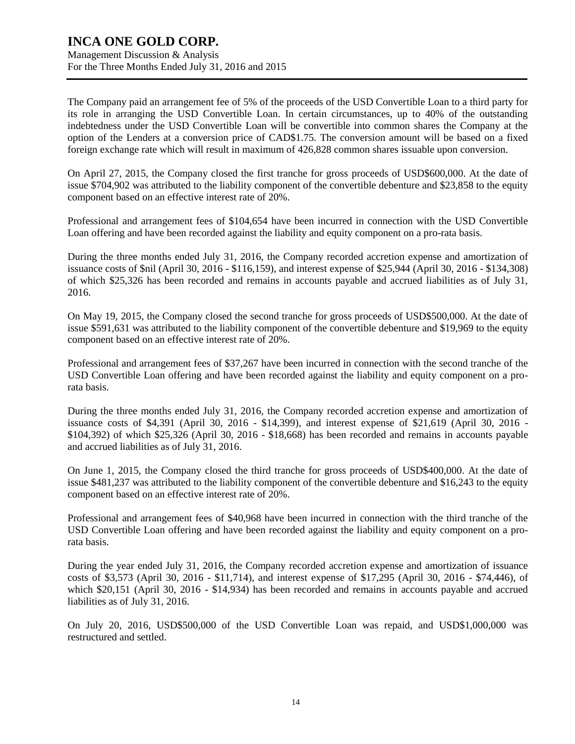The Company paid an arrangement fee of 5% of the proceeds of the USD Convertible Loan to a third party for its role in arranging the USD Convertible Loan. In certain circumstances, up to 40% of the outstanding indebtedness under the USD Convertible Loan will be convertible into common shares the Company at the option of the Lenders at a conversion price of CAD$1.75. The conversion amount will be based on a fixed foreign exchange rate which will result in maximum of 426,828 common shares issuable upon conversion.

On April 27, 2015, the Company closed the first tranche for gross proceeds of USD$600,000. At the date of issue $704,902 was attributed to the liability component of the convertible debenture and $23,858 to the equity component based on an effective interest rate of 20%.

Professional and arrangement fees of $104,654 have been incurred in connection with the USD Convertible Loan offering and have been recorded against the liability and equity component on a pro-rata basis.

During the three months ended July 31, 2016, the Company recorded accretion expense and amortization of issuance costs of $nil (April 30, 2016 - $116,159), and interest expense of $25,944 (April 30, 2016 - $134,308) of which $25,326 has been recorded and remains in accounts payable and accrued liabilities as of July 31, 2016.

On May 19, 2015, the Company closed the second tranche for gross proceeds of USD$500,000. At the date of issue $591,631 was attributed to the liability component of the convertible debenture and $19,969 to the equity component based on an effective interest rate of 20%.

Professional and arrangement fees of $37,267 have been incurred in connection with the second tranche of the USD Convertible Loan offering and have been recorded against the liability and equity component on a pro-rata basis.

During the three months ended July 31, 2016, the Company recorded accretion expense and amortization of issuance costs of $4,391 (April 30, 2016 - $14,399), and interest expense of $21,619 (April 30, 2016 - $104,392) of which $25,326 (April 30, 2016 - $18,668) has been recorded and remains in accounts payable and accrued liabilities as of July 31, 2016.

On June 1, 2015, the Company closed the third tranche for gross proceeds of USD$400,000. At the date of issue $481,237 was attributed to the liability component of the convertible debenture and $16,243 to the equity component based on an effective interest rate of 20%.

Professional and arrangement fees of $40,968 have been incurred in connection with the third tranche of the USD Convertible Loan offering and have been recorded against the liability and equity component on a pro-rata basis.

During the year ended July 31, 2016, the Company recorded accretion expense and amortization of issuance costs of $3,573 (April 30, 2016 - $11,714), and interest expense of $17,295 (April 30, 2016 - $74,446), of which $20,151 (April 30, 2016 - $14,934) has been recorded and remains in accounts payable and accrued liabilities as of July 31, 2016.

On July 20, 2016, USD$500,000 of the USD Convertible Loan was repaid, and USD$1,000,000 was restructured and settled.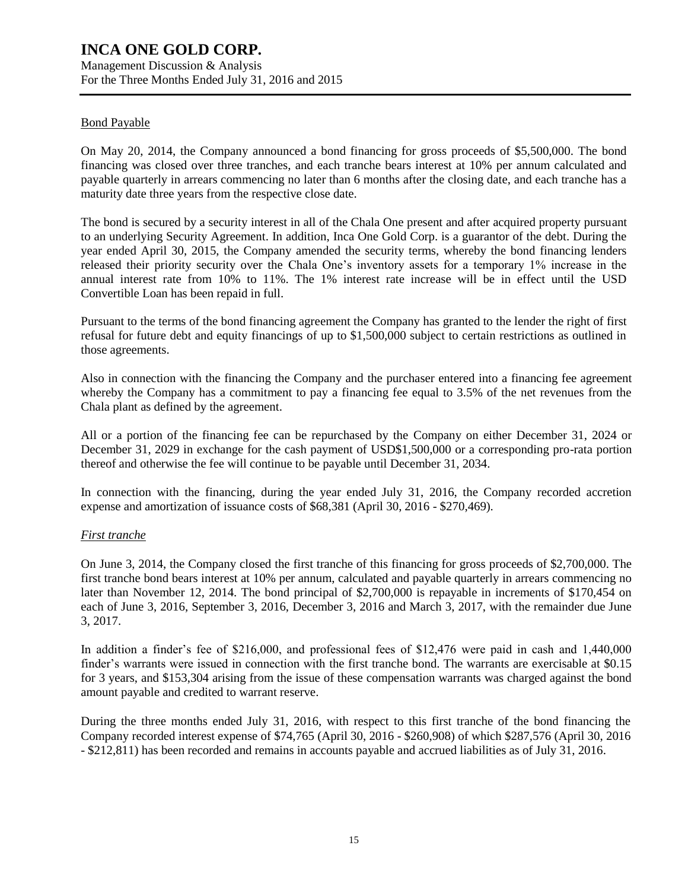## Bond Payable

On May 20, 2014, the Company announced a bond financing for gross proceeds of $5,500,000. The bond financing was closed over three tranches, and each tranche bears interest at 10% per annum calculated and payable quarterly in arrears commencing no later than 6 months after the closing date, and each tranche has a maturity date three years from the respective close date.

The bond is secured by a security interest in all of the Chala One present and after acquired property pursuant to an underlying Security Agreement. In addition, Inca One Gold Corp. is a guarantor of the debt. During the year ended April 30, 2015, the Company amended the security terms, whereby the bond financing lenders released their priority security over the Chala One's inventory assets for a temporary 1% increase in the annual interest rate from 10% to 11%. The 1% interest rate increase will be in effect until the USD Convertible Loan has been repaid in full.

Pursuant to the terms of the bond financing agreement the Company has granted to the lender the right of first refusal for future debt and equity financings of up to $1,500,000 subject to certain restrictions as outlined in those agreements.

Also in connection with the financing the Company and the purchaser entered into a financing fee agreement whereby the Company has a commitment to pay a financing fee equal to 3.5% of the net revenues from the Chala plant as defined by the agreement.

All or a portion of the financing fee can be repurchased by the Company on either December 31, 2024 or December 31, 2029 in exchange for the cash payment of USD$1,500,000 or a corresponding pro-rata portion thereof and otherwise the fee will continue to be payable until December 31, 2034.

In connection with the financing, during the year ended July 31, 2016, the Company recorded accretion expense and amortization of issuance costs of $68,381 (April 30, 2016 - $270,469).

### *First tranche*

On June 3, 2014, the Company closed the first tranche of this financing for gross proceeds of $2,700,000. The first tranche bond bears interest at 10% per annum, calculated and payable quarterly in arrears commencing no later than November 12, 2014. The bond principal of $2,700,000 is repayable in increments of $170,454 on each of June 3, 2016, September 3, 2016, December 3, 2016 and March 3, 2017, with the remainder due June 3, 2017.

In addition a finder's fee of $216,000, and professional fees of $12,476 were paid in cash and 1,440,000 finder's warrants were issued in connection with the first tranche bond. The warrants are exercisable at $0.15 for 3 years, and $153,304 arising from the issue of these compensation warrants was charged against the bond amount payable and credited to warrant reserve.

During the three months ended July 31, 2016, with respect to this first tranche of the bond financing the Company recorded interest expense of $74,765 (April 30, 2016 - $260,908) of which $287,576 (April 30, 2016 - $212,811) has been recorded and remains in accounts payable and accrued liabilities as of July 31, 2016.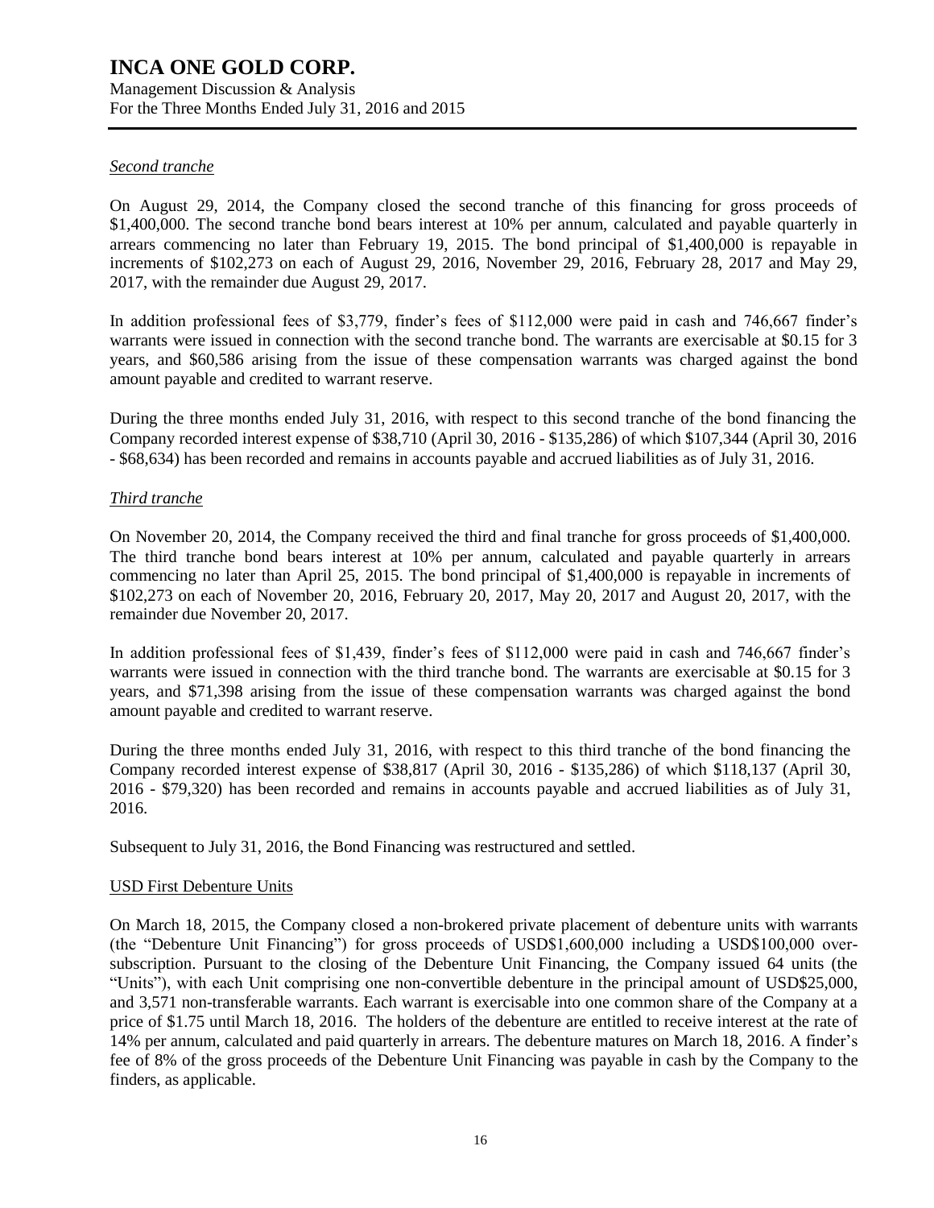*Second tranche*

On August 29, 2014, the Company closed the second tranche of this financing for gross proceeds of $1,400,000. The second tranche bond bears interest at 10% per annum, calculated and payable quarterly in arrears commencing no later than February 19, 2015. The bond principal of $1,400,000 is repayable in increments of $102,273 on each of August 29, 2016, November 29, 2016, February 28, 2017 and May 29, 2017, with the remainder due August 29, 2017.

In addition professional fees of $3,779, finder's fees of $112,000 were paid in cash and 746,667 finder's warrants were issued in connection with the second tranche bond. The warrants are exercisable at $0.15 for 3 years, and $60,586 arising from the issue of these compensation warrants was charged against the bond amount payable and credited to warrant reserve.

During the three months ended July 31, 2016, with respect to this second tranche of the bond financing the Company recorded interest expense of $38,710 (April 30, 2016 - $135,286) of which $107,344 (April 30, 2016 - $68,634) has been recorded and remains in accounts payable and accrued liabilities as of July 31, 2016.

*Third tranche*

On November 20, 2014, the Company received the third and final tranche for gross proceeds of $1,400,000. The third tranche bond bears interest at 10% per annum, calculated and payable quarterly in arrears commencing no later than April 25, 2015. The bond principal of $1,400,000 is repayable in increments of $102,273 on each of November 20, 2016, February 20, 2017, May 20, 2017 and August 20, 2017, with the remainder due November 20, 2017.

In addition professional fees of $1,439, finder's fees of $112,000 were paid in cash and 746,667 finder's warrants were issued in connection with the third tranche bond. The warrants are exercisable at $0.15 for 3 years, and $71,398 arising from the issue of these compensation warrants was charged against the bond amount payable and credited to warrant reserve.

During the three months ended July 31, 2016, with respect to this third tranche of the bond financing the Company recorded interest expense of $38,817 (April 30, 2016 - $135,286) of which $118,137 (April 30, 2016 - $79,320) has been recorded and remains in accounts payable and accrued liabilities as of July 31, 2016.

Subsequent to July 31, 2016, the Bond Financing was restructured and settled.

USD First Debenture Units

On March 18, 2015, the Company closed a non-brokered private placement of debenture units with warrants (the "Debenture Unit Financing") for gross proceeds of USD$1,600,000 including a USD$100,000 over-subscription. Pursuant to the closing of the Debenture Unit Financing, the Company issued 64 units (the "Units"), with each Unit comprising one non-convertible debenture in the principal amount of USD$25,000, and 3,571 non-transferable warrants. Each warrant is exercisable into one common share of the Company at a price of $1.75 until March 18, 2016. The holders of the debenture are entitled to receive interest at the rate of 14% per annum, calculated and paid quarterly in arrears. The debenture matures on March 18, 2016. A finder's fee of 8% of the gross proceeds of the Debenture Unit Financing was payable in cash by the Company to the finders, as applicable.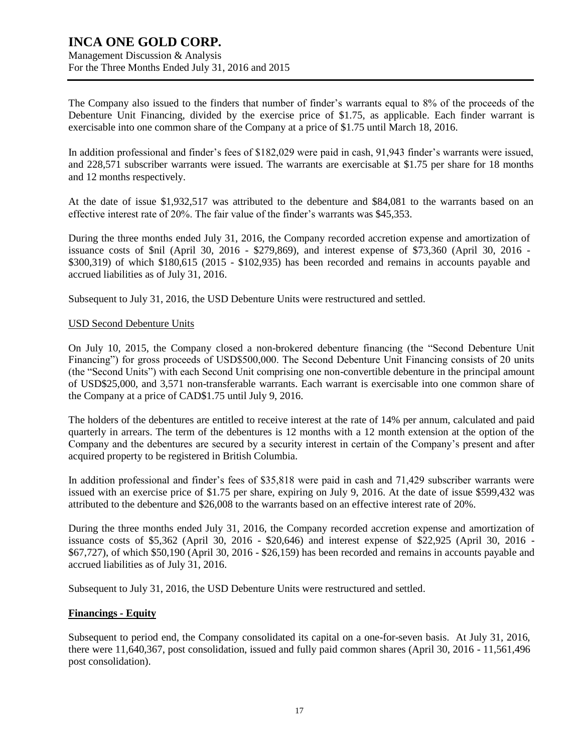The Company also issued to the finders that number of finder's warrants equal to 8% of the proceeds of the Debenture Unit Financing, divided by the exercise price of $1.75, as applicable. Each finder warrant is exercisable into one common share of the Company at a price of $1.75 until March 18, 2016.

In addition professional and finder's fees of $182,029 were paid in cash, 91,943 finder's warrants were issued, and 228,571 subscriber warrants were issued. The warrants are exercisable at $1.75 per share for 18 months and 12 months respectively.

At the date of issue $1,932,517 was attributed to the debenture and $84,081 to the warrants based on an effective interest rate of 20%. The fair value of the finder's warrants was $45,353.

During the three months ended July 31, 2016, the Company recorded accretion expense and amortization of issuance costs of $nil (April 30, 2016 - $279,869), and interest expense of $73,360 (April 30, 2016 - $300,319) of which $180,615 (2015 - $102,935) has been recorded and remains in accounts payable and accrued liabilities as of July 31, 2016.

Subsequent to July 31, 2016, the USD Debenture Units were restructured and settled.

USD Second Debenture Units

On July 10, 2015, the Company closed a non-brokered debenture financing (the "Second Debenture Unit Financing") for gross proceeds of USD$500,000. The Second Debenture Unit Financing consists of 20 units (the "Second Units") with each Second Unit comprising one non-convertible debenture in the principal amount of USD$25,000, and 3,571 non-transferable warrants. Each warrant is exercisable into one common share of the Company at a price of CAD$1.75 until July 9, 2016.

The holders of the debentures are entitled to receive interest at the rate of 14% per annum, calculated and paid quarterly in arrears. The term of the debentures is 12 months with a 12 month extension at the option of the Company and the debentures are secured by a security interest in certain of the Company's present and after acquired property to be registered in British Columbia.

In addition professional and finder's fees of $35,818 were paid in cash and 71,429 subscriber warrants were issued with an exercise price of $1.75 per share, expiring on July 9, 2016. At the date of issue $599,432 was attributed to the debenture and $26,008 to the warrants based on an effective interest rate of 20%.

During the three months ended July 31, 2016, the Company recorded accretion expense and amortization of issuance costs of $5,362 (April 30, 2016 - $20,646) and interest expense of $22,925 (April 30, 2016 - $67,727), of which $50,190 (April 30, 2016 - $26,159) has been recorded and remains in accounts payable and accrued liabilities as of July 31, 2016.

Subsequent to July 31, 2016, the USD Debenture Units were restructured and settled.

## Financings - Equity

Subsequent to period end, the Company consolidated its capital on a one-for-seven basis. At July 31, 2016, there were 11,640,367, post consolidation, issued and fully paid common shares (April 30, 2016 - 11,561,496 post consolidation).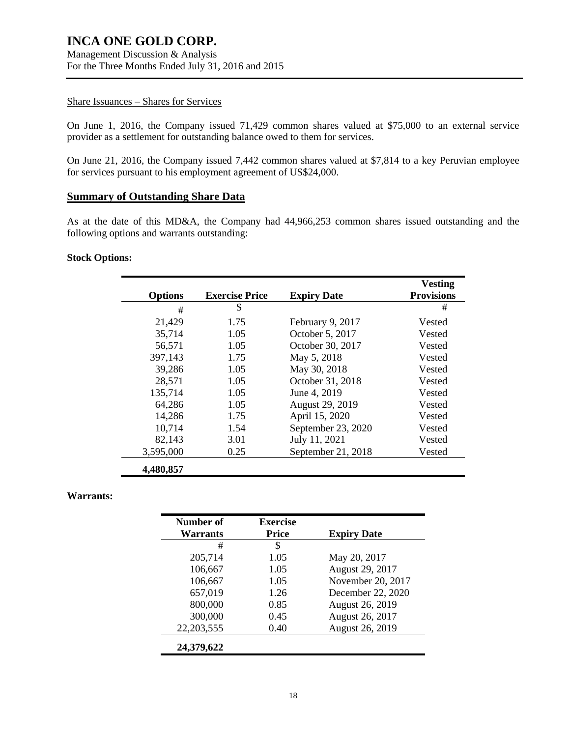Share Issuances – Shares for Services

On June 1, 2016, the Company issued 71,429 common shares valued at $75,000 to an external service provider as a settlement for outstanding balance owed to them for services.

On June 21, 2016, the Company issued 7,442 common shares valued at $7,814 to a key Peruvian employee for services pursuant to his employment agreement of US$24,000.

## Summary of Outstanding Share Data

As at the date of this MD&A, the Company had 44,966,253 common shares issued outstanding and the following options and warrants outstanding:

**Stock Options:**

| Options | Exercise Price | Expiry Date | Vesting Provisions |
|---|---|---|---|
| # | $ | | # |
| 21,429 | 1.75 | February 9, 2017 | Vested |
| 35,714 | 1.05 | October 5, 2017 | Vested |
| 56,571 | 1.05 | October 30, 2017 | Vested |
| 397,143 | 1.75 | May 5, 2018 | Vested |
| 39,286 | 1.05 | May 30, 2018 | Vested |
| 28,571 | 1.05 | October 31, 2018 | Vested |
| 135,714 | 1.05 | June 4, 2019 | Vested |
| 64,286 | 1.05 | August 29, 2019 | Vested |
| 14,286 | 1.75 | April 15, 2020 | Vested |
| 10,714 | 1.54 | September 23, 2020 | Vested |
| 82,143 | 3.01 | July 11, 2021 | Vested |
| 3,595,000 | 0.25 | September 21, 2018 | Vested |
| **4,480,857** | | | |

**Warrants:**

| Number of Warrants | Exercise Price | Expiry Date |
|---|---|---|
| # | $ | |
| 205,714 | 1.05 | May 20, 2017 |
| 106,667 | 1.05 | August 29, 2017 |
| 106,667 | 1.05 | November 20, 2017 |
| 657,019 | 1.26 | December 22, 2020 |
| 800,000 | 0.85 | August 26, 2019 |
| 300,000 | 0.45 | August 26, 2017 |
| 22,203,555 | 0.40 | August 26, 2019 |
| **24,379,622** | | |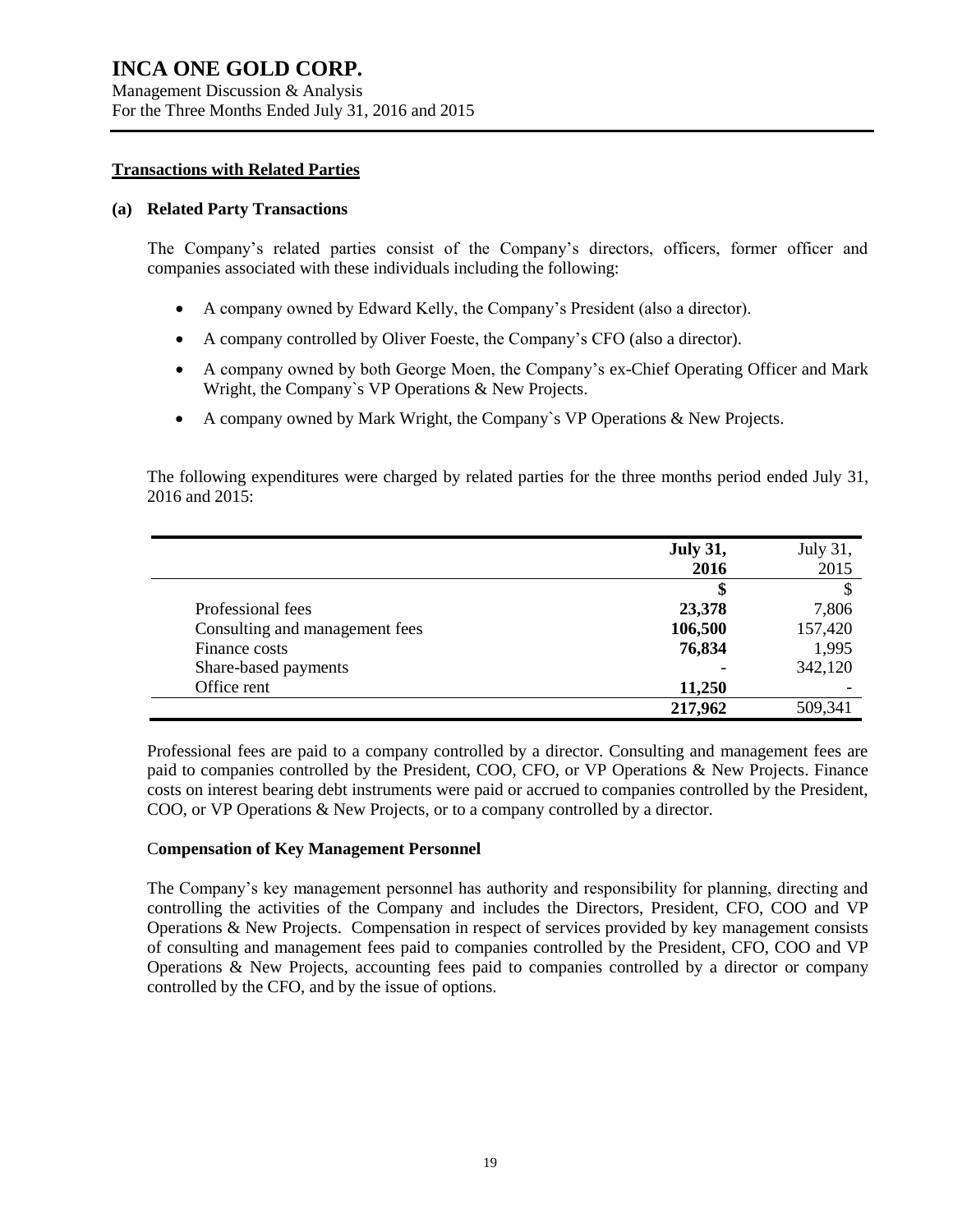## Transactions with Related Parties

### (a) Related Party Transactions

The Company's related parties consist of the Company's directors, officers, former officer and companies associated with these individuals including the following:

- A company owned by Edward Kelly, the Company's President (also a director).
- A company controlled by Oliver Foeste, the Company's CFO (also a director).
- A company owned by both George Moen, the Company's ex-Chief Operating Officer and Mark Wright, the Company`s VP Operations & New Projects.
- A company owned by Mark Wright, the Company`s VP Operations & New Projects.

The following expenditures were charged by related parties for the three months period ended July 31, 2016 and 2015:

| | **July 31, 2016** | July 31, 2015 |
|---|---|---|
| | **$** | $ |
| Professional fees | **23,378** | 7,806 |
| Consulting and management fees | **106,500** | 157,420 |
| Finance costs | **76,834** | 1,995 |
| Share-based payments | **-** | 342,120 |
| Office rent | **11,250** | - |
| | **217,962** | 509,341 |

Professional fees are paid to a company controlled by a director. Consulting and management fees are paid to companies controlled by the President, COO, CFO, or VP Operations & New Projects. Finance costs on interest bearing debt instruments were paid or accrued to companies controlled by the President, COO, or VP Operations & New Projects, or to a company controlled by a director.

### Compensation of Key Management Personnel

The Company's key management personnel has authority and responsibility for planning, directing and controlling the activities of the Company and includes the Directors, President, CFO, COO and VP Operations & New Projects. Compensation in respect of services provided by key management consists of consulting and management fees paid to companies controlled by the President, CFO, COO and VP Operations & New Projects, accounting fees paid to companies controlled by a director or company controlled by the CFO, and by the issue of options.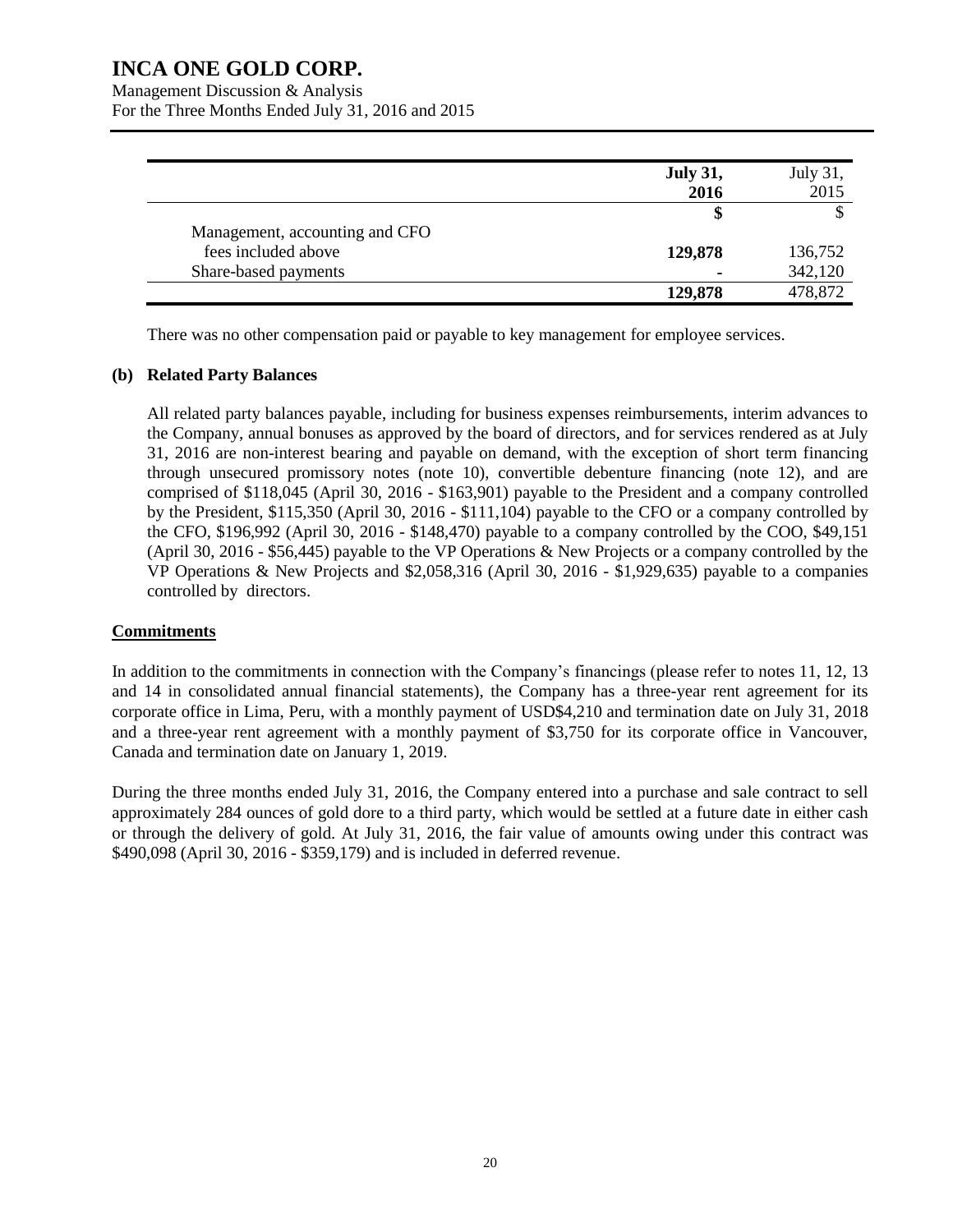| | **July 31, 2016** | July 31, 2015 |
|---|---|---|
| | **$** | $ |
| Management, accounting and CFO fees included above | **129,878** | 136,752 |
| Share-based payments | **-** | 342,120 |
| | **129,878** | 478,872 |

There was no other compensation paid or payable to key management for employee services.

**(b) Related Party Balances**

All related party balances payable, including for business expenses reimbursements, interim advances to the Company, annual bonuses as approved by the board of directors, and for services rendered as at July 31, 2016 are non-interest bearing and payable on demand, with the exception of short term financing through unsecured promissory notes (note 10), convertible debenture financing (note 12), and are comprised of $118,045 (April 30, 2016 - $163,901) payable to the President and a company controlled by the President, $115,350 (April 30, 2016 - $111,104) payable to the CFO or a company controlled by the CFO, $196,992 (April 30, 2016 - $148,470) payable to a company controlled by the COO, $49,151 (April 30, 2016 - $56,445) payable to the VP Operations & New Projects or a company controlled by the VP Operations & New Projects and $2,058,316 (April 30, 2016 - $1,929,635) payable to a companies controlled by directors.

## Commitments

In addition to the commitments in connection with the Company's financings (please refer to notes 11, 12, 13 and 14 in consolidated annual financial statements), the Company has a three-year rent agreement for its corporate office in Lima, Peru, with a monthly payment of USD$4,210 and termination date on July 31, 2018 and a three-year rent agreement with a monthly payment of $3,750 for its corporate office in Vancouver, Canada and termination date on January 1, 2019.

During the three months ended July 31, 2016, the Company entered into a purchase and sale contract to sell approximately 284 ounces of gold dore to a third party, which would be settled at a future date in either cash or through the delivery of gold. At July 31, 2016, the fair value of amounts owing under this contract was $490,098 (April 30, 2016 - $359,179) and is included in deferred revenue.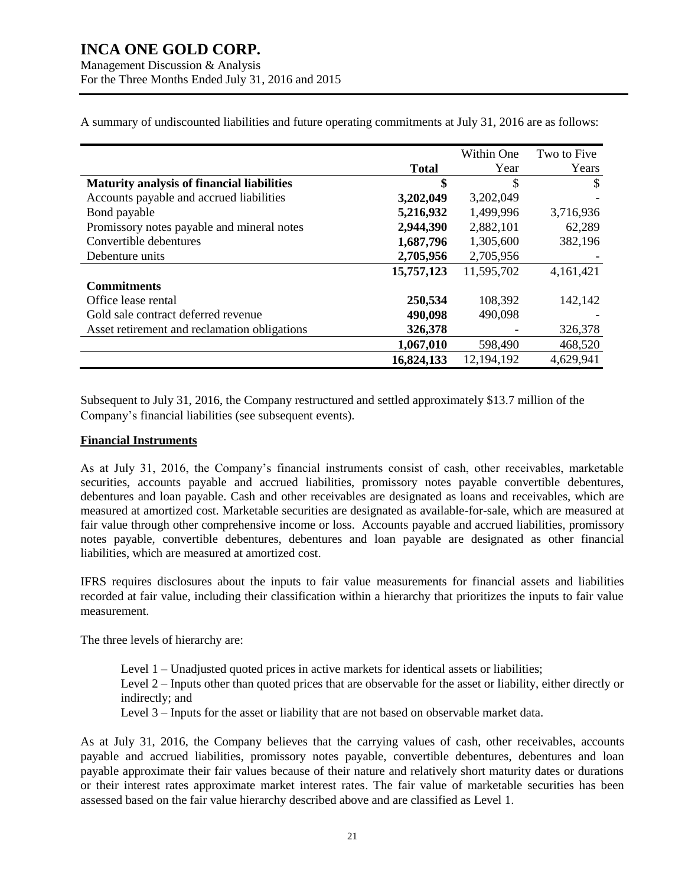A summary of undiscounted liabilities and future operating commitments at July 31, 2016 are as follows:

| | Total | Within One Year | Two to Five Years |
|---|---|---|---|
| **Maturity analysis of financial liabilities** | **$** | $ | $ |
| Accounts payable and accrued liabilities | **3,202,049** | 3,202,049 | - |
| Bond payable | **5,216,932** | 1,499,996 | 3,716,936 |
| Promissory notes payable and mineral notes | **2,944,390** | 2,882,101 | 62,289 |
| Convertible debentures | **1,687,796** | 1,305,600 | 382,196 |
| Debenture units | **2,705,956** | 2,705,956 | - |
| | **15,757,123** | 11,595,702 | 4,161,421 |
| **Commitments** | | | |
| Office lease rental | **250,534** | 108,392 | 142,142 |
| Gold sale contract deferred revenue | **490,098** | 490,098 | - |
| Asset retirement and reclamation obligations | **326,378** | - | 326,378 |
| | **1,067,010** | 598,490 | 468,520 |
| | **16,824,133** | 12,194,192 | 4,629,941 |

Subsequent to July 31, 2016, the Company restructured and settled approximately $13.7 million of the Company's financial liabilities (see subsequent events).

## Financial Instruments

As at July 31, 2016, the Company's financial instruments consist of cash, other receivables, marketable securities, accounts payable and accrued liabilities, promissory notes payable convertible debentures, debentures and loan payable. Cash and other receivables are designated as loans and receivables, which are measured at amortized cost. Marketable securities are designated as available-for-sale, which are measured at fair value through other comprehensive income or loss. Accounts payable and accrued liabilities, promissory notes payable, convertible debentures, debentures and loan payable are designated as other financial liabilities, which are measured at amortized cost.

IFRS requires disclosures about the inputs to fair value measurements for financial assets and liabilities recorded at fair value, including their classification within a hierarchy that prioritizes the inputs to fair value measurement.

The three levels of hierarchy are:

Level 1 – Unadjusted quoted prices in active markets for identical assets or liabilities;
Level 2 – Inputs other than quoted prices that are observable for the asset or liability, either directly or indirectly; and
Level 3 – Inputs for the asset or liability that are not based on observable market data.

As at July 31, 2016, the Company believes that the carrying values of cash, other receivables, accounts payable and accrued liabilities, promissory notes payable, convertible debentures, debentures and loan payable approximate their fair values because of their nature and relatively short maturity dates or durations or their interest rates approximate market interest rates. The fair value of marketable securities has been assessed based on the fair value hierarchy described above and are classified as Level 1.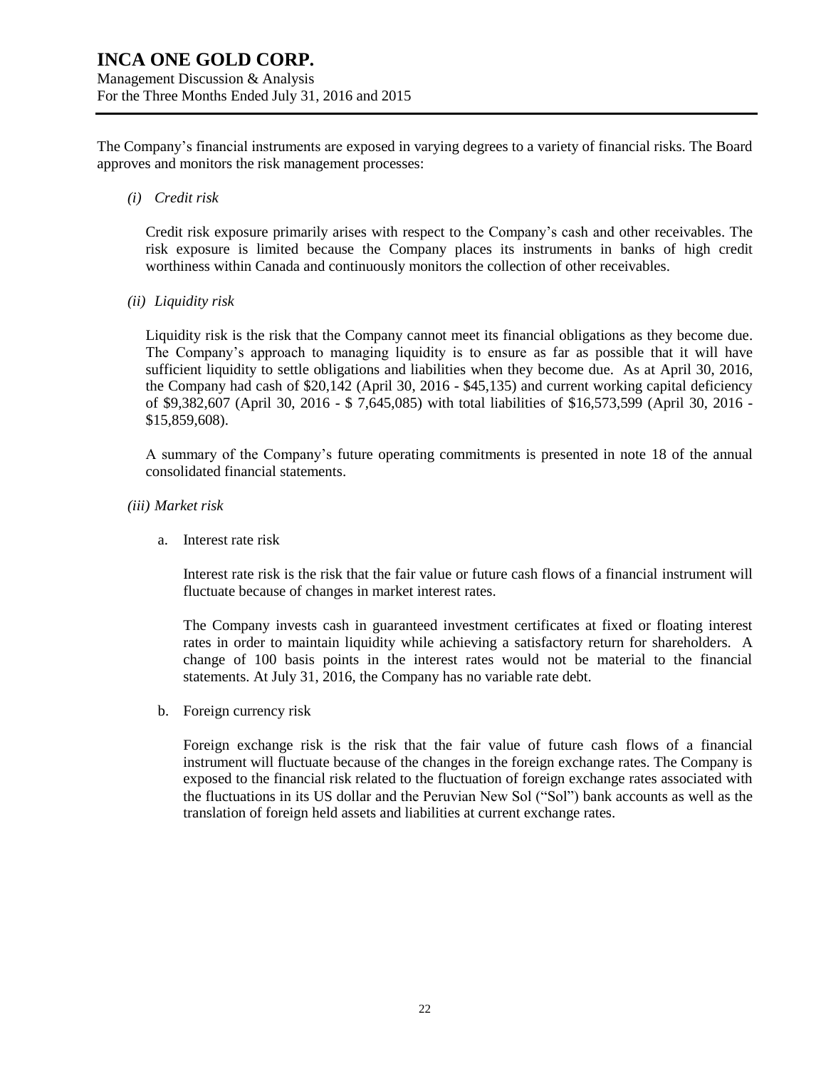The Company's financial instruments are exposed in varying degrees to a variety of financial risks. The Board approves and monitors the risk management processes:

*(i) Credit risk*

Credit risk exposure primarily arises with respect to the Company's cash and other receivables. The risk exposure is limited because the Company places its instruments in banks of high credit worthiness within Canada and continuously monitors the collection of other receivables.

*(ii) Liquidity risk*

Liquidity risk is the risk that the Company cannot meet its financial obligations as they become due. The Company's approach to managing liquidity is to ensure as far as possible that it will have sufficient liquidity to settle obligations and liabilities when they become due. As at April 30, 2016, the Company had cash of $20,142 (April 30, 2016 - $45,135) and current working capital deficiency of $9,382,607 (April 30, 2016 - $ 7,645,085) with total liabilities of $16,573,599 (April 30, 2016 - $15,859,608).

A summary of the Company's future operating commitments is presented in note 18 of the annual consolidated financial statements.

*(iii) Market risk*

a. Interest rate risk

Interest rate risk is the risk that the fair value or future cash flows of a financial instrument will fluctuate because of changes in market interest rates.

The Company invests cash in guaranteed investment certificates at fixed or floating interest rates in order to maintain liquidity while achieving a satisfactory return for shareholders. A change of 100 basis points in the interest rates would not be material to the financial statements. At July 31, 2016, the Company has no variable rate debt.

b. Foreign currency risk

Foreign exchange risk is the risk that the fair value of future cash flows of a financial instrument will fluctuate because of the changes in the foreign exchange rates. The Company is exposed to the financial risk related to the fluctuation of foreign exchange rates associated with the fluctuations in its US dollar and the Peruvian New Sol ("Sol") bank accounts as well as the translation of foreign held assets and liabilities at current exchange rates.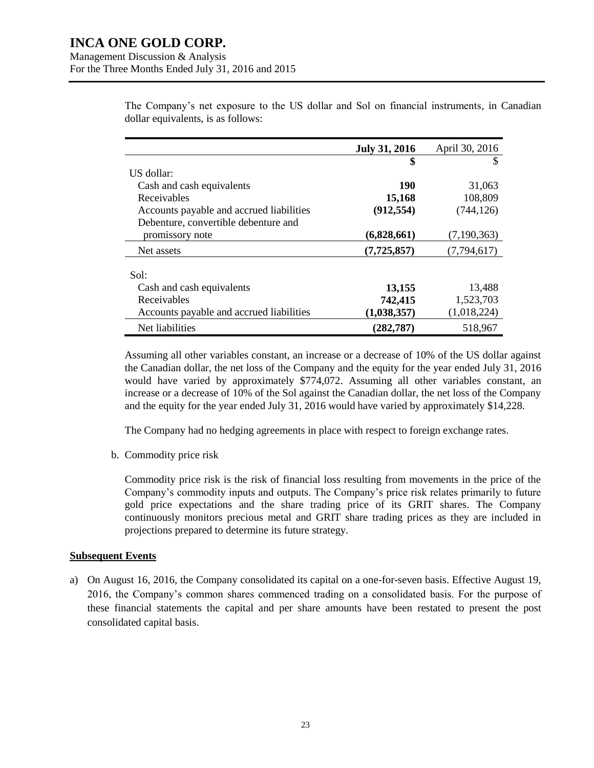The Company's net exposure to the US dollar and Sol on financial instruments, in Canadian dollar equivalents, is as follows:

| | **July 31, 2016** | April 30, 2016 |
|---|---|---|
| | **$** | $ |
| US dollar: | | |
| Cash and cash equivalents | **190** | 31,063 |
| Receivables | **15,168** | 108,809 |
| Accounts payable and accrued liabilities | **(912,554)** | (744,126) |
| Debenture, convertible debenture and promissory note | **(6,828,661)** | (7,190,363) |
| Net assets | **(7,725,857)** | (7,794,617) |
| Sol: | | |
| Cash and cash equivalents | **13,155** | 13,488 |
| Receivables | **742,415** | 1,523,703 |
| Accounts payable and accrued liabilities | **(1,038,357)** | (1,018,224) |
| Net liabilities | **(282,787)** | 518,967 |

Assuming all other variables constant, an increase or a decrease of 10% of the US dollar against the Canadian dollar, the net loss of the Company and the equity for the year ended July 31, 2016 would have varied by approximately $774,072. Assuming all other variables constant, an increase or a decrease of 10% of the Sol against the Canadian dollar, the net loss of the Company and the equity for the year ended July 31, 2016 would have varied by approximately $14,228.

The Company had no hedging agreements in place with respect to foreign exchange rates.

b. Commodity price risk

Commodity price risk is the risk of financial loss resulting from movements in the price of the Company's commodity inputs and outputs. The Company's price risk relates primarily to future gold price expectations and the share trading price of its GRIT shares. The Company continuously monitors precious metal and GRIT share trading prices as they are included in projections prepared to determine its future strategy.

## Subsequent Events

a) On August 16, 2016, the Company consolidated its capital on a one-for-seven basis. Effective August 19, 2016, the Company's common shares commenced trading on a consolidated basis. For the purpose of these financial statements the capital and per share amounts have been restated to present the post consolidated capital basis.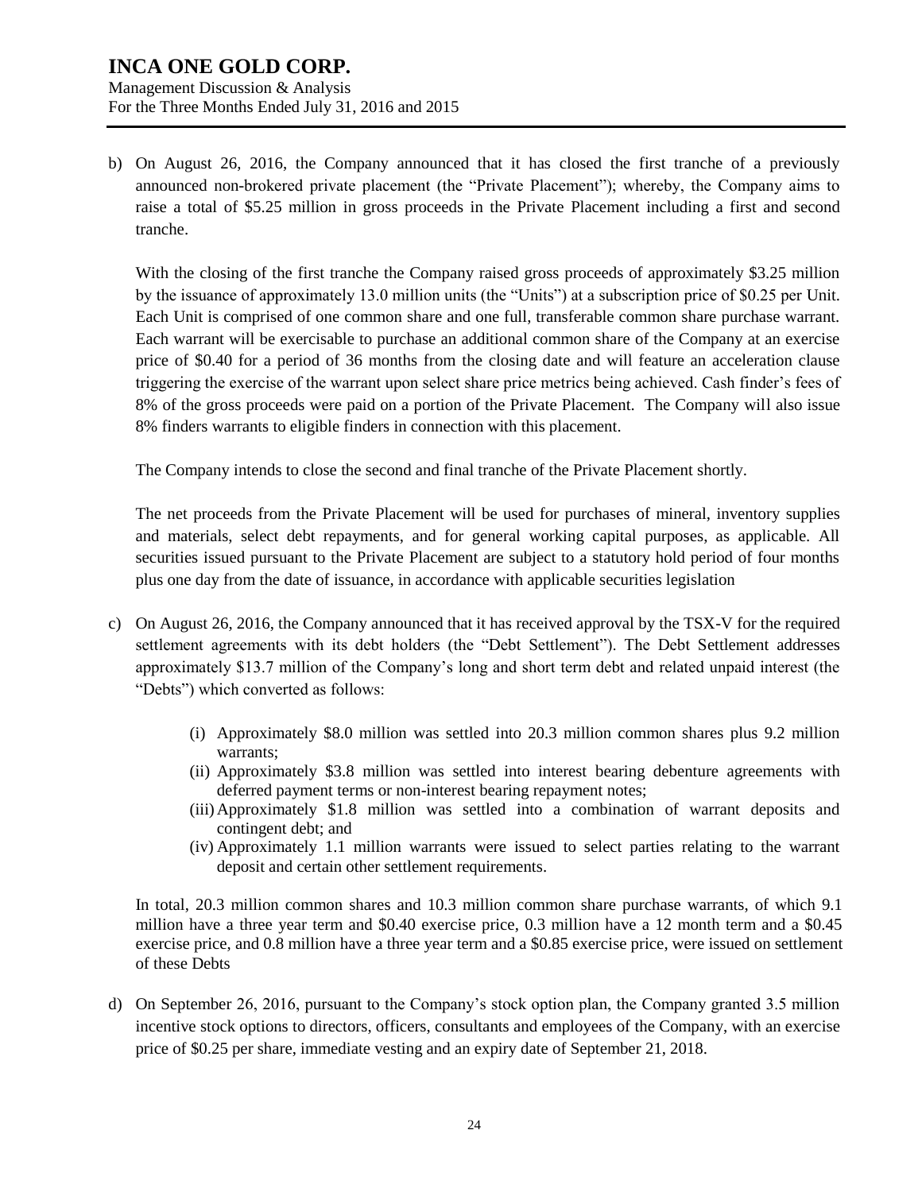b) On August 26, 2016, the Company announced that it has closed the first tranche of a previously announced non-brokered private placement (the "Private Placement"); whereby, the Company aims to raise a total of $5.25 million in gross proceeds in the Private Placement including a first and second tranche.

   With the closing of the first tranche the Company raised gross proceeds of approximately $3.25 million by the issuance of approximately 13.0 million units (the "Units") at a subscription price of $0.25 per Unit. Each Unit is comprised of one common share and one full, transferable common share purchase warrant. Each warrant will be exercisable to purchase an additional common share of the Company at an exercise price of $0.40 for a period of 36 months from the closing date and will feature an acceleration clause triggering the exercise of the warrant upon select share price metrics being achieved. Cash finder's fees of 8% of the gross proceeds were paid on a portion of the Private Placement. The Company will also issue 8% finders warrants to eligible finders in connection with this placement.

   The Company intends to close the second and final tranche of the Private Placement shortly.

   The net proceeds from the Private Placement will be used for purchases of mineral, inventory supplies and materials, select debt repayments, and for general working capital purposes, as applicable. All securities issued pursuant to the Private Placement are subject to a statutory hold period of four months plus one day from the date of issuance, in accordance with applicable securities legislation

c) On August 26, 2016, the Company announced that it has received approval by the TSX-V for the required settlement agreements with its debt holders (the "Debt Settlement"). The Debt Settlement addresses approximately $13.7 million of the Company's long and short term debt and related unpaid interest (the "Debts") which converted as follows:

   (i) Approximately $8.0 million was settled into 20.3 million common shares plus 9.2 million warrants;
   (ii) Approximately $3.8 million was settled into interest bearing debenture agreements with deferred payment terms or non-interest bearing repayment notes;
   (iii) Approximately $1.8 million was settled into a combination of warrant deposits and contingent debt; and
   (iv) Approximately 1.1 million warrants were issued to select parties relating to the warrant deposit and certain other settlement requirements.

   In total, 20.3 million common shares and 10.3 million common share purchase warrants, of which 9.1 million have a three year term and $0.40 exercise price, 0.3 million have a 12 month term and a $0.45 exercise price, and 0.8 million have a three year term and a $0.85 exercise price, were issued on settlement of these Debts

d) On September 26, 2016, pursuant to the Company's stock option plan, the Company granted 3.5 million incentive stock options to directors, officers, consultants and employees of the Company, with an exercise price of $0.25 per share, immediate vesting and an expiry date of September 21, 2018.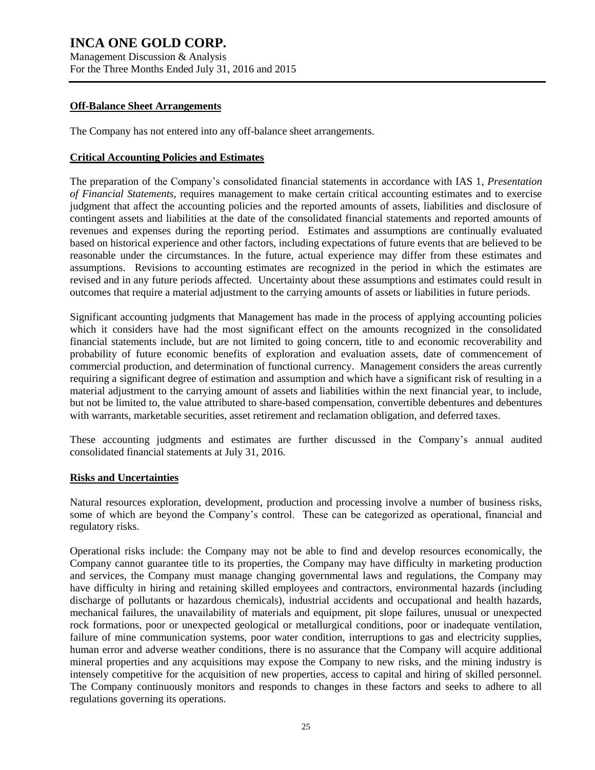## Off-Balance Sheet Arrangements

The Company has not entered into any off-balance sheet arrangements.

## Critical Accounting Policies and Estimates

The preparation of the Company's consolidated financial statements in accordance with IAS 1, *Presentation of Financial Statements*, requires management to make certain critical accounting estimates and to exercise judgment that affect the accounting policies and the reported amounts of assets, liabilities and disclosure of contingent assets and liabilities at the date of the consolidated financial statements and reported amounts of revenues and expenses during the reporting period. Estimates and assumptions are continually evaluated based on historical experience and other factors, including expectations of future events that are believed to be reasonable under the circumstances. In the future, actual experience may differ from these estimates and assumptions. Revisions to accounting estimates are recognized in the period in which the estimates are revised and in any future periods affected. Uncertainty about these assumptions and estimates could result in outcomes that require a material adjustment to the carrying amounts of assets or liabilities in future periods.

Significant accounting judgments that Management has made in the process of applying accounting policies which it considers have had the most significant effect on the amounts recognized in the consolidated financial statements include, but are not limited to going concern, title to and economic recoverability and probability of future economic benefits of exploration and evaluation assets, date of commencement of commercial production, and determination of functional currency. Management considers the areas currently requiring a significant degree of estimation and assumption and which have a significant risk of resulting in a material adjustment to the carrying amount of assets and liabilities within the next financial year, to include, but not be limited to, the value attributed to share-based compensation, convertible debentures and debentures with warrants, marketable securities, asset retirement and reclamation obligation, and deferred taxes.

These accounting judgments and estimates are further discussed in the Company's annual audited consolidated financial statements at July 31, 2016.

## Risks and Uncertainties

Natural resources exploration, development, production and processing involve a number of business risks, some of which are beyond the Company's control. These can be categorized as operational, financial and regulatory risks.

Operational risks include: the Company may not be able to find and develop resources economically, the Company cannot guarantee title to its properties, the Company may have difficulty in marketing production and services, the Company must manage changing governmental laws and regulations, the Company may have difficulty in hiring and retaining skilled employees and contractors, environmental hazards (including discharge of pollutants or hazardous chemicals), industrial accidents and occupational and health hazards, mechanical failures, the unavailability of materials and equipment, pit slope failures, unusual or unexpected rock formations, poor or unexpected geological or metallurgical conditions, poor or inadequate ventilation, failure of mine communication systems, poor water condition, interruptions to gas and electricity supplies, human error and adverse weather conditions, there is no assurance that the Company will acquire additional mineral properties and any acquisitions may expose the Company to new risks, and the mining industry is intensely competitive for the acquisition of new properties, access to capital and hiring of skilled personnel. The Company continuously monitors and responds to changes in these factors and seeks to adhere to all regulations governing its operations.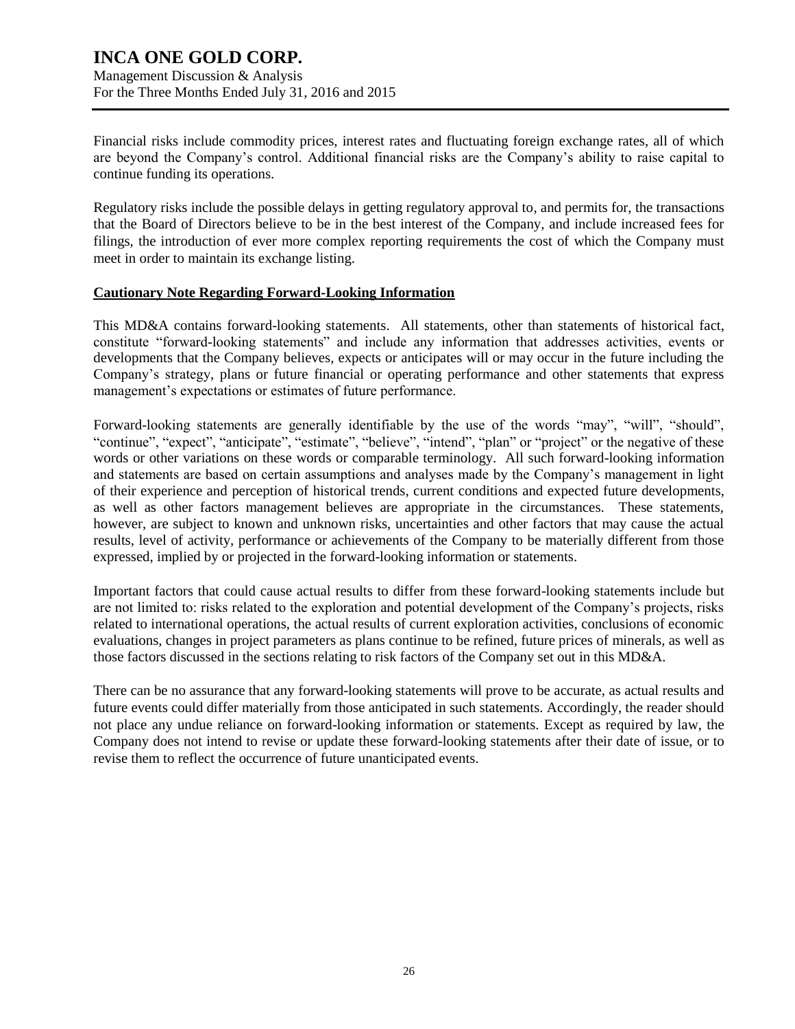Financial risks include commodity prices, interest rates and fluctuating foreign exchange rates, all of which are beyond the Company's control. Additional financial risks are the Company's ability to raise capital to continue funding its operations.

Regulatory risks include the possible delays in getting regulatory approval to, and permits for, the transactions that the Board of Directors believe to be in the best interest of the Company, and include increased fees for filings, the introduction of ever more complex reporting requirements the cost of which the Company must meet in order to maintain its exchange listing.

**Cautionary Note Regarding Forward-Looking Information**

This MD&A contains forward-looking statements. All statements, other than statements of historical fact, constitute "forward-looking statements" and include any information that addresses activities, events or developments that the Company believes, expects or anticipates will or may occur in the future including the Company's strategy, plans or future financial or operating performance and other statements that express management's expectations or estimates of future performance.

Forward-looking statements are generally identifiable by the use of the words "may", "will", "should", "continue", "expect", "anticipate", "estimate", "believe", "intend", "plan" or "project" or the negative of these words or other variations on these words or comparable terminology. All such forward-looking information and statements are based on certain assumptions and analyses made by the Company's management in light of their experience and perception of historical trends, current conditions and expected future developments, as well as other factors management believes are appropriate in the circumstances. These statements, however, are subject to known and unknown risks, uncertainties and other factors that may cause the actual results, level of activity, performance or achievements of the Company to be materially different from those expressed, implied by or projected in the forward-looking information or statements.

Important factors that could cause actual results to differ from these forward-looking statements include but are not limited to: risks related to the exploration and potential development of the Company's projects, risks related to international operations, the actual results of current exploration activities, conclusions of economic evaluations, changes in project parameters as plans continue to be refined, future prices of minerals, as well as those factors discussed in the sections relating to risk factors of the Company set out in this MD&A.

There can be no assurance that any forward-looking statements will prove to be accurate, as actual results and future events could differ materially from those anticipated in such statements. Accordingly, the reader should not place any undue reliance on forward-looking information or statements. Except as required by law, the Company does not intend to revise or update these forward-looking statements after their date of issue, or to revise them to reflect the occurrence of future unanticipated events.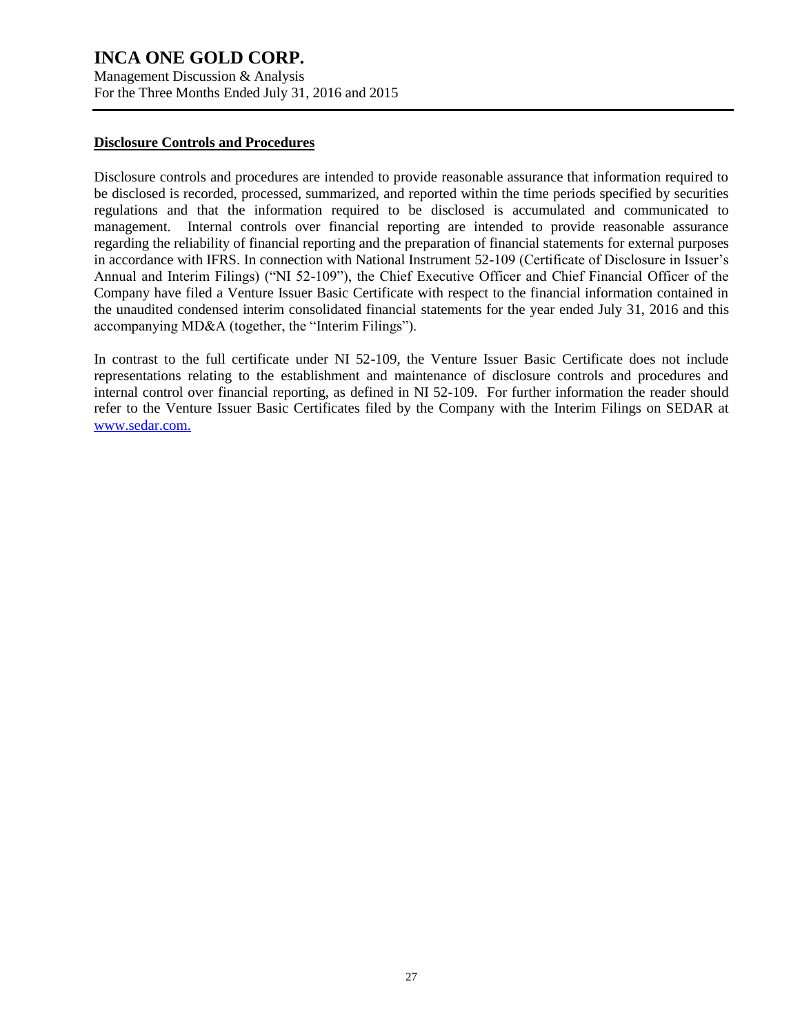## Disclosure Controls and Procedures

Disclosure controls and procedures are intended to provide reasonable assurance that information required to be disclosed is recorded, processed, summarized, and reported within the time periods specified by securities regulations and that the information required to be disclosed is accumulated and communicated to management. Internal controls over financial reporting are intended to provide reasonable assurance regarding the reliability of financial reporting and the preparation of financial statements for external purposes in accordance with IFRS. In connection with National Instrument 52-109 (Certificate of Disclosure in Issuer's Annual and Interim Filings) ("NI 52-109"), the Chief Executive Officer and Chief Financial Officer of the Company have filed a Venture Issuer Basic Certificate with respect to the financial information contained in the unaudited condensed interim consolidated financial statements for the year ended July 31, 2016 and this accompanying MD&A (together, the "Interim Filings").

In contrast to the full certificate under NI 52-109, the Venture Issuer Basic Certificate does not include representations relating to the establishment and maintenance of disclosure controls and procedures and internal control over financial reporting, as defined in NI 52-109. For further information the reader should refer to the Venture Issuer Basic Certificates filed by the Company with the Interim Filings on SEDAR at www.sedar.com.